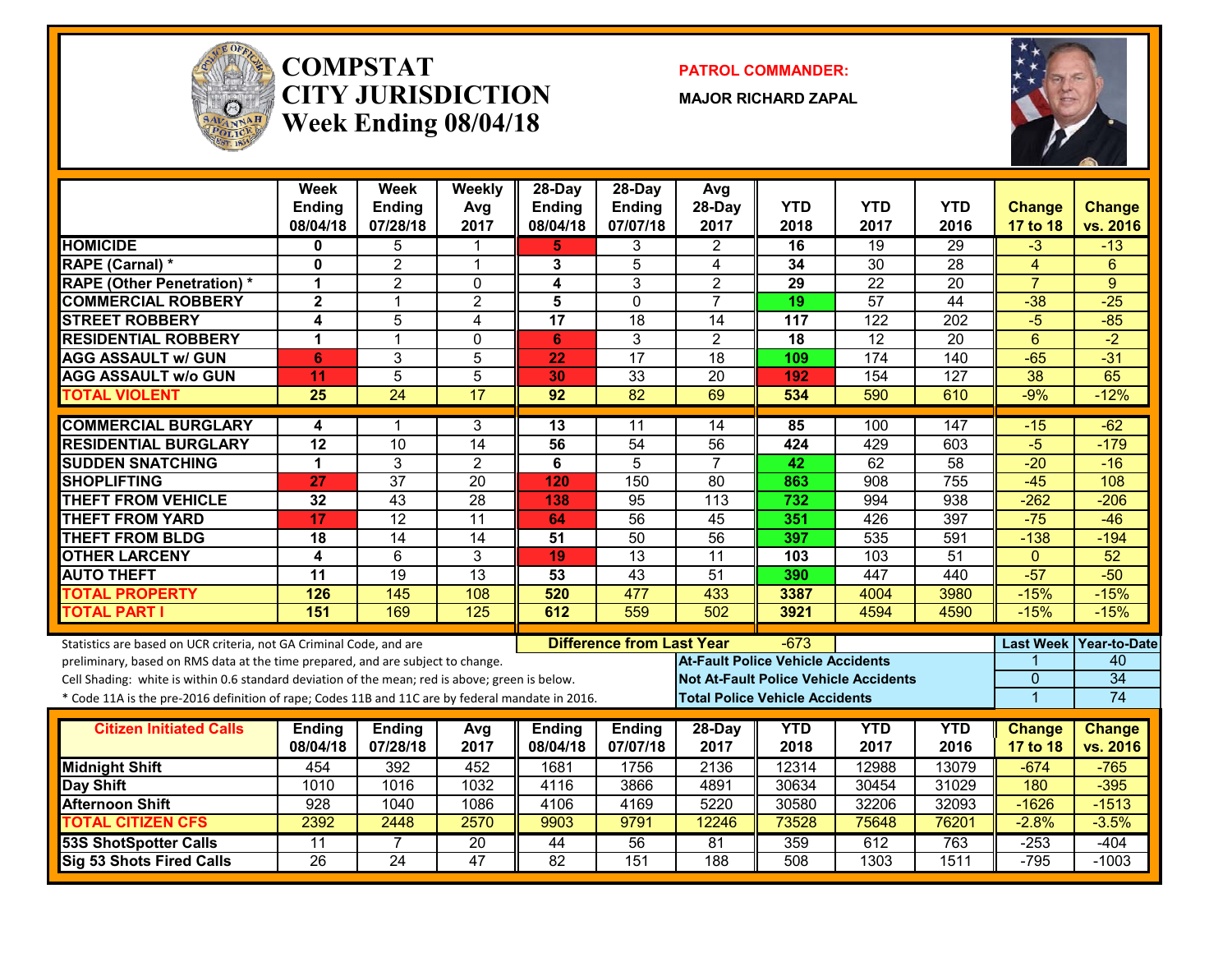# COMPSTAT CITY JURISDICTION Week Ending 08/04/18

**PATROL COMMANDER:**

**MAJOR RICHARD ZAPAL**

| | Week Ending 08/04/18 | Week Ending 07/28/18 | Weekly Avg 2017 | 28-Day Ending 08/04/18 | 28-Day Ending 07/07/18 | Avg 28-Day 2017 | YTD 2018 | YTD 2017 | YTD 2016 | Change 17 to 18 | Change vs. 2016 |
|---|---|---|---|---|---|---|---|---|---|---|---|
| HOMICIDE | 0 | 5 | 1 | 5 | 3 | 2 | 16 | 19 | 29 | -3 | -13 |
| RAPE (Carnal) * | 0 | 2 | 1 | 3 | 5 | 4 | 34 | 30 | 28 | 4 | 6 |
| RAPE (Other Penetration) * | 1 | 2 | 0 | 4 | 3 | 2 | 29 | 22 | 20 | 7 | 9 |
| COMMERCIAL ROBBERY | 2 | 1 | 2 | 5 | 0 | 7 | 19 | 57 | 44 | -38 | -25 |
| STREET ROBBERY | 4 | 5 | 4 | 17 | 18 | 14 | 117 | 122 | 202 | -5 | -85 |
| RESIDENTIAL ROBBERY | 1 | 1 | 0 | 6 | 3 | 2 | 18 | 12 | 20 | 6 | -2 |
| AGG ASSAULT w/ GUN | 6 | 3 | 5 | 22 | 17 | 18 | 109 | 174 | 140 | -65 | -31 |
| AGG ASSAULT w/o GUN | 11 | 5 | 5 | 30 | 33 | 20 | 192 | 154 | 127 | 38 | 65 |
| TOTAL VIOLENT | 25 | 24 | 17 | 92 | 82 | 69 | 534 | 590 | 610 | -9% | -12% |
| COMMERCIAL BURGLARY | 4 | 1 | 3 | 13 | 11 | 14 | 85 | 100 | 147 | -15 | -62 |
| RESIDENTIAL BURGLARY | 12 | 10 | 14 | 56 | 54 | 56 | 424 | 429 | 603 | -5 | -179 |
| SUDDEN SNATCHING | 1 | 3 | 2 | 6 | 5 | 7 | 42 | 62 | 58 | -20 | -16 |
| SHOPLIFTING | 27 | 37 | 20 | 120 | 150 | 80 | 863 | 908 | 755 | -45 | 108 |
| THEFT FROM VEHICLE | 32 | 43 | 28 | 138 | 95 | 113 | 732 | 994 | 938 | -262 | -206 |
| THEFT FROM YARD | 17 | 12 | 11 | 64 | 56 | 45 | 351 | 426 | 397 | -75 | -46 |
| THEFT FROM BLDG | 18 | 14 | 14 | 51 | 50 | 56 | 397 | 535 | 591 | -138 | -194 |
| OTHER LARCENY | 4 | 6 | 3 | 19 | 13 | 11 | 103 | 103 | 51 | 0 | 52 |
| AUTO THEFT | 11 | 19 | 13 | 53 | 43 | 51 | 390 | 447 | 440 | -57 | -50 |
| TOTAL PROPERTY | 126 | 145 | 108 | 520 | 477 | 433 | 3387 | 4004 | 3980 | -15% | -15% |
| TOTAL PART I | 151 | 169 | 125 | 612 | 559 | 502 | 3921 | 4594 | 4590 | -15% | -15% |

**Difference from Last Year:** -673

Statistics are based on UCR criteria, not GA Criminal Code, and are preliminary, based on RMS data at the time prepared, and are subject to change.

Cell Shading: white is within 0.6 standard deviation of the mean; red is above; green is below.

* Code 11A is the pre-2016 definition of rape; Codes 11B and 11C are by federal mandate in 2016.

| | Last Week | Year-to-Date |
|---|---|---|
| At-Fault Police Vehicle Accidents | 1 | 40 |
| Not At-Fault Police Vehicle Accidents | 0 | 34 |
| Total Police Vehicle Accidents | 1 | 74 |

| Citizen Initiated Calls | Ending 08/04/18 | Ending 07/28/18 | Avg 2017 | Ending 08/04/18 | Ending 07/07/18 | 28-Day 2017 | YTD 2018 | YTD 2017 | YTD 2016 | Change 17 to 18 | Change vs. 2016 |
|---|---|---|---|---|---|---|---|---|---|---|---|
| Midnight Shift | 454 | 392 | 452 | 1681 | 1756 | 2136 | 12314 | 12988 | 13079 | -674 | -765 |
| Day Shift | 1010 | 1016 | 1032 | 4116 | 3866 | 4891 | 30634 | 30454 | 31029 | 180 | -395 |
| Afternoon Shift | 928 | 1040 | 1086 | 4106 | 4169 | 5220 | 30580 | 32206 | 32093 | -1626 | -1513 |
| TOTAL CITIZEN CFS | 2392 | 2448 | 2570 | 9903 | 9791 | 12246 | 73528 | 75648 | 76201 | -2.8% | -3.5% |
| 53S ShotSpotter Calls | 11 | 7 | 20 | 44 | 56 | 81 | 359 | 612 | 763 | -253 | -404 |
| Sig 53 Shots Fired Calls | 26 | 24 | 47 | 82 | 151 | 188 | 508 | 1303 | 1511 | -795 | -1003 |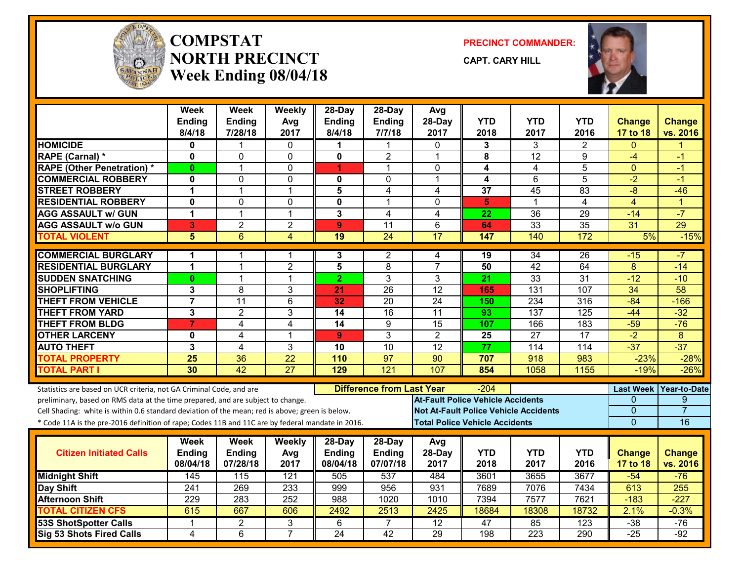# COMPSTAT
# NORTH PRECINCT
## Week Ending 08/04/18

**PRECINCT COMMANDER:**

**CAPT. CARY HILL**

| | Week Ending 8/4/18 | Week Ending 7/28/18 | Weekly Avg 2017 | 28-Day Ending 8/4/18 | 28-Day Ending 7/7/18 | Avg 28-Day 2017 | YTD 2018 | YTD 2017 | YTD 2016 | Change 17 to 18 | Change vs. 2016 |
|---|---|---|---|---|---|---|---|---|---|---|---|
| **HOMICIDE** | 0 | 1 | 0 | 1 | 1 | 0 | 3 | 3 | 2 | 0 | 1 |
| **RAPE (Carnal) *** | 0 | 0 | 0 | 0 | 2 | 1 | 8 | 12 | 9 | -4 | -1 |
| **RAPE (Other Penetration) *** | 0 | 1 | 0 | 1 | 1 | 0 | 4 | 4 | 5 | 0 | -1 |
| **COMMERCIAL ROBBERY** | 0 | 0 | 0 | 0 | 0 | 1 | 4 | 6 | 5 | -2 | -1 |
| **STREET ROBBERY** | 1 | 1 | 1 | 5 | 4 | 4 | 37 | 45 | 83 | -8 | -46 |
| **RESIDENTIAL ROBBERY** | 0 | 0 | 0 | 0 | 1 | 0 | 5 | 1 | 4 | 4 | 1 |
| **AGG ASSAULT w/ GUN** | 1 | 1 | 1 | 3 | 4 | 4 | 22 | 36 | 29 | -14 | -7 |
| **AGG ASSAULT w/o GUN** | 3 | 2 | 2 | 9 | 11 | 6 | 64 | 33 | 35 | 31 | 29 |
| **TOTAL VIOLENT** | 5 | 6 | 4 | 19 | 24 | 17 | 147 | 140 | 172 | 5% | -15% |
| **COMMERCIAL BURGLARY** | 1 | 1 | 1 | 3 | 2 | 4 | 19 | 34 | 26 | -15 | -7 |
| **RESIDENTIAL BURGLARY** | 1 | 1 | 2 | 5 | 8 | 7 | 50 | 42 | 64 | 8 | -14 |
| **SUDDEN SNATCHING** | 0 | 1 | 1 | 2 | 3 | 3 | 21 | 33 | 31 | -12 | -10 |
| **SHOPLIFTING** | 3 | 8 | 3 | 21 | 26 | 12 | 165 | 131 | 107 | 34 | 58 |
| **THEFT FROM VEHICLE** | 7 | 11 | 6 | 32 | 20 | 24 | 150 | 234 | 316 | -84 | -166 |
| **THEFT FROM YARD** | 3 | 2 | 3 | 14 | 16 | 11 | 93 | 137 | 125 | -44 | -32 |
| **THEFT FROM BLDG** | 7 | 4 | 4 | 14 | 9 | 15 | 107 | 166 | 183 | -59 | -76 |
| **OTHER LARCENY** | 0 | 4 | 1 | 9 | 3 | 2 | 25 | 27 | 17 | -2 | 8 |
| **AUTO THEFT** | 3 | 4 | 3 | 10 | 10 | 12 | 77 | 114 | 114 | -37 | -37 |
| **TOTAL PROPERTY** | 25 | 36 | 22 | 110 | 97 | 90 | 707 | 918 | 983 | -23% | -28% |
| **TOTAL PART I** | 30 | 42 | 27 | 129 | 121 | 107 | 854 | 1058 | 1155 | -19% | -26% |

Statistics are based on UCR criteria, not GA Criminal Code, and are preliminary, based on RMS data at the time prepared, and are subject to change.
Cell Shading: white is within 0.6 standard deviation of the mean; red is above; green is below.
* Code 11A is the pre-2016 definition of rape; Codes 11B and 11C are by federal mandate in 2016.

**Difference from Last Year**: -204

| | Last Week | Year-to-Date |
|---|---|---|
| **At-Fault Police Vehicle Accidents** | 0 | 9 |
| **Not At-Fault Police Vehicle Accidents** | 0 | 7 |
| **Total Police Vehicle Accidents** | 0 | 16 |

| Citizen Initiated Calls | Week Ending 08/04/18 | Week Ending 07/28/18 | Weekly Avg 2017 | 28-Day Ending 08/04/18 | 28-Day Ending 07/07/18 | Avg 28-Day 2017 | YTD 2018 | YTD 2017 | YTD 2016 | Change 17 to 18 | Change vs. 2016 |
|---|---|---|---|---|---|---|---|---|---|---|---|
| **Midnight Shift** | 145 | 115 | 121 | 505 | 537 | 484 | 3601 | 3655 | 3677 | -54 | -76 |
| **Day Shift** | 241 | 269 | 233 | 999 | 956 | 931 | 7689 | 7076 | 7434 | 613 | 255 |
| **Afternoon Shift** | 229 | 283 | 252 | 988 | 1020 | 1010 | 7394 | 7577 | 7621 | -183 | -227 |
| **TOTAL CITIZEN CFS** | 615 | 667 | 606 | 2492 | 2513 | 2425 | 18684 | 18308 | 18732 | 2.1% | -0.3% |
| **53S ShotSpotter Calls** | 1 | 2 | 3 | 6 | 7 | 12 | 47 | 85 | 123 | -38 | -76 |
| **Sig 53 Shots Fired Calls** | 4 | 6 | 7 | 24 | 42 | 29 | 198 | 223 | 290 | -25 | -92 |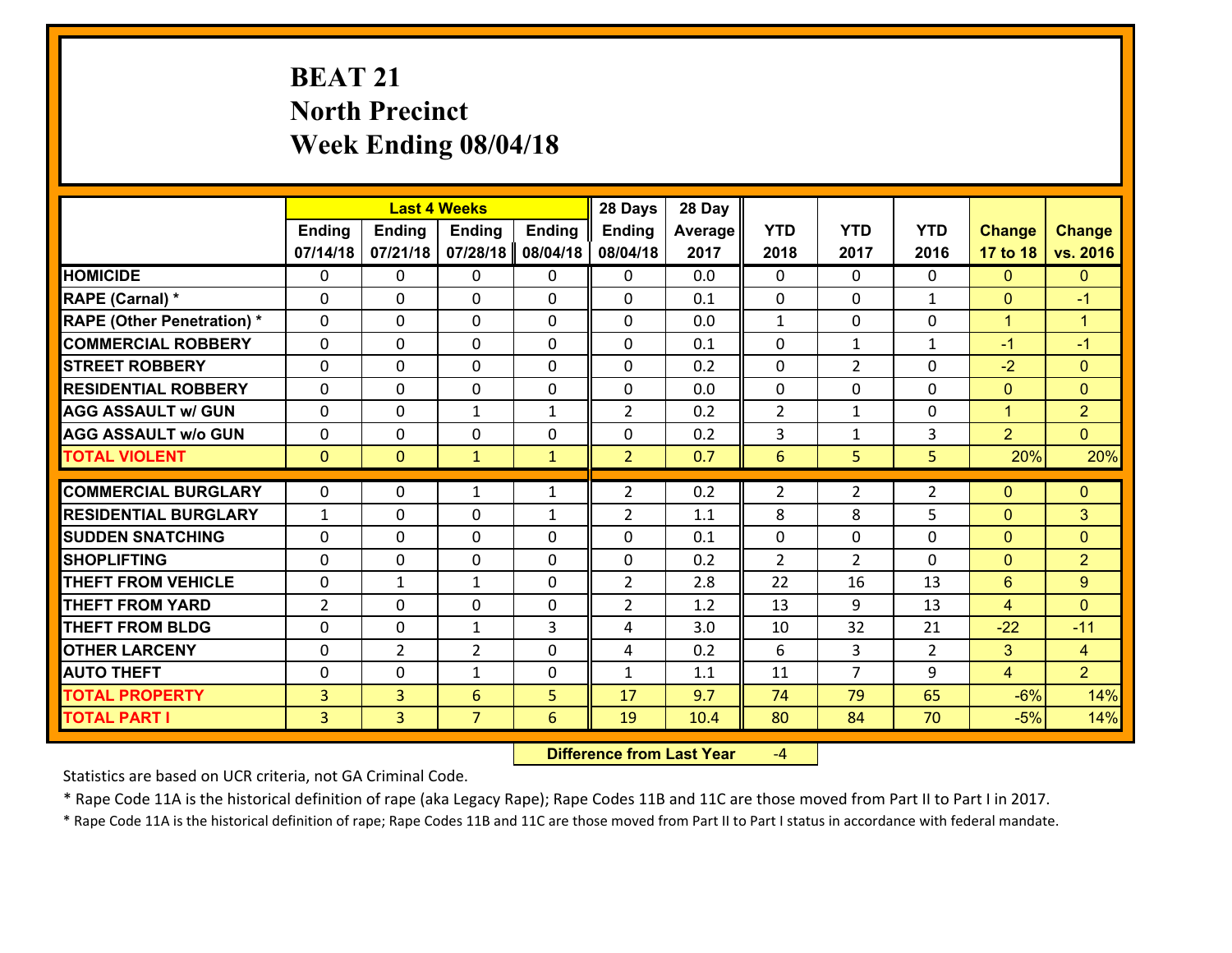# BEAT 21
## North Precinct
## Week Ending 08/04/18

| | Last 4 Weeks | | | | 28 Days | 28 Day | | | | | |
|---|---|---|---|---|---|---|---|---|---|---|---|
| | Ending 07/14/18 | Ending 07/21/18 | Ending 07/28/18 | Ending 08/04/18 | Ending 08/04/18 | Average 2017 | YTD 2018 | YTD 2017 | YTD 2016 | Change 17 to 18 | Change vs. 2016 |
| HOMICIDE | 0 | 0 | 0 | 0 | 0 | 0.0 | 0 | 0 | 0 | 0 | 0 |
| RAPE (Carnal) * | 0 | 0 | 0 | 0 | 0 | 0.1 | 0 | 0 | 1 | 0 | -1 |
| RAPE (Other Penetration) * | 0 | 0 | 0 | 0 | 0 | 0.0 | 1 | 0 | 0 | 1 | 1 |
| COMMERCIAL ROBBERY | 0 | 0 | 0 | 0 | 0 | 0.1 | 0 | 1 | 1 | -1 | -1 |
| STREET ROBBERY | 0 | 0 | 0 | 0 | 0 | 0.2 | 0 | 2 | 0 | -2 | 0 |
| RESIDENTIAL ROBBERY | 0 | 0 | 0 | 0 | 0 | 0.0 | 0 | 0 | 0 | 0 | 0 |
| AGG ASSAULT w/ GUN | 0 | 0 | 1 | 1 | 2 | 0.2 | 2 | 1 | 0 | 1 | 2 |
| AGG ASSAULT w/o GUN | 0 | 0 | 0 | 0 | 0 | 0.2 | 3 | 1 | 3 | 2 | 0 |
| TOTAL VIOLENT | 0 | 0 | 1 | 1 | 2 | 0.7 | 6 | 5 | 5 | 20% | 20% |
| COMMERCIAL BURGLARY | 0 | 0 | 1 | 1 | 2 | 0.2 | 2 | 2 | 2 | 0 | 0 |
| RESIDENTIAL BURGLARY | 1 | 0 | 0 | 1 | 2 | 1.1 | 8 | 8 | 5 | 0 | 3 |
| SUDDEN SNATCHING | 0 | 0 | 0 | 0 | 0 | 0.1 | 0 | 0 | 0 | 0 | 0 |
| SHOPLIFTING | 0 | 0 | 0 | 0 | 0 | 0.2 | 2 | 2 | 0 | 0 | 2 |
| THEFT FROM VEHICLE | 0 | 1 | 1 | 0 | 2 | 2.8 | 22 | 16 | 13 | 6 | 9 |
| THEFT FROM YARD | 2 | 0 | 0 | 0 | 2 | 1.2 | 13 | 9 | 13 | 4 | 0 |
| THEFT FROM BLDG | 0 | 0 | 1 | 3 | 4 | 3.0 | 10 | 32 | 21 | -22 | -11 |
| OTHER LARCENY | 0 | 2 | 2 | 0 | 4 | 0.2 | 6 | 3 | 2 | 3 | 4 |
| AUTO THEFT | 0 | 0 | 1 | 0 | 1 | 1.1 | 11 | 7 | 9 | 4 | 2 |
| TOTAL PROPERTY | 3 | 3 | 6 | 5 | 17 | 9.7 | 74 | 79 | 65 | -6% | 14% |
| TOTAL PART I | 3 | 3 | 7 | 6 | 19 | 10.4 | 80 | 84 | 70 | -5% | 14% |

**Difference from Last Year** -4

Statistics are based on UCR criteria, not GA Criminal Code.

* Rape Code 11A is the historical definition of rape (aka Legacy Rape); Rape Codes 11B and 11C are those moved from Part II to Part I in 2017.

* Rape Code 11A is the historical definition of rape; Rape Codes 11B and 11C are those moved from Part II to Part I status in accordance with federal mandate.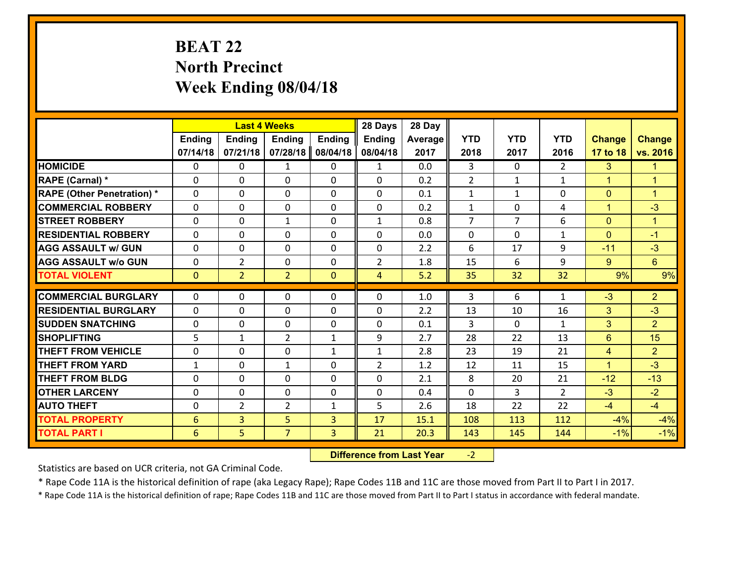# BEAT 22
## North Precinct
## Week Ending 08/04/18

| | Last 4 Weeks | | | | 28 Days | 28 Day | | | | | |
|---|---|---|---|---|---|---|---|---|---|---|---|
| | Ending 07/14/18 | Ending 07/21/18 | Ending 07/28/18 | Ending 08/04/18 | Ending 08/04/18 | Average 2017 | YTD 2018 | YTD 2017 | YTD 2016 | Change 17 to 18 | Change vs. 2016 |
| HOMICIDE | 0 | 0 | 1 | 0 | 1 | 0.0 | 3 | 0 | 2 | 3 | 1 |
| RAPE (Carnal) * | 0 | 0 | 0 | 0 | 0 | 0.2 | 2 | 1 | 1 | 1 | 1 |
| RAPE (Other Penetration) * | 0 | 0 | 0 | 0 | 0 | 0.1 | 1 | 1 | 0 | 0 | 1 |
| COMMERCIAL ROBBERY | 0 | 0 | 0 | 0 | 0 | 0.2 | 1 | 0 | 4 | 1 | -3 |
| STREET ROBBERY | 0 | 0 | 1 | 0 | 1 | 0.8 | 7 | 7 | 6 | 0 | 1 |
| RESIDENTIAL ROBBERY | 0 | 0 | 0 | 0 | 0 | 0.0 | 0 | 0 | 1 | 0 | -1 |
| AGG ASSAULT w/ GUN | 0 | 0 | 0 | 0 | 0 | 2.2 | 6 | 17 | 9 | -11 | -3 |
| AGG ASSAULT w/o GUN | 0 | 2 | 0 | 0 | 2 | 1.8 | 15 | 6 | 9 | 9 | 6 |
| TOTAL VIOLENT | 0 | 2 | 2 | 0 | 4 | 5.2 | 35 | 32 | 32 | 9% | 9% |
| COMMERCIAL BURGLARY | 0 | 0 | 0 | 0 | 0 | 1.0 | 3 | 6 | 1 | -3 | 2 |
| RESIDENTIAL BURGLARY | 0 | 0 | 0 | 0 | 0 | 2.2 | 13 | 10 | 16 | 3 | -3 |
| SUDDEN SNATCHING | 0 | 0 | 0 | 0 | 0 | 0.1 | 3 | 0 | 1 | 3 | 2 |
| SHOPLIFTING | 5 | 1 | 2 | 1 | 9 | 2.7 | 28 | 22 | 13 | 6 | 15 |
| THEFT FROM VEHICLE | 0 | 0 | 0 | 1 | 1 | 2.8 | 23 | 19 | 21 | 4 | 2 |
| THEFT FROM YARD | 1 | 0 | 1 | 0 | 2 | 1.2 | 12 | 11 | 15 | 1 | -3 |
| THEFT FROM BLDG | 0 | 0 | 0 | 0 | 0 | 2.1 | 8 | 20 | 21 | -12 | -13 |
| OTHER LARCENY | 0 | 0 | 0 | 0 | 0 | 0.4 | 0 | 3 | 2 | -3 | -2 |
| AUTO THEFT | 0 | 2 | 2 | 1 | 5 | 2.6 | 18 | 22 | 22 | -4 | -4 |
| TOTAL PROPERTY | 6 | 3 | 5 | 3 | 17 | 15.1 | 108 | 113 | 112 | -4% | -4% |
| TOTAL PART I | 6 | 5 | 7 | 3 | 21 | 20.3 | 143 | 145 | 144 | -1% | -1% |

**Difference from Last Year** -2

Statistics are based on UCR criteria, not GA Criminal Code.

* Rape Code 11A is the historical definition of rape (aka Legacy Rape); Rape Codes 11B and 11C are those moved from Part II to Part I in 2017.

* Rape Code 11A is the historical definition of rape; Rape Codes 11B and 11C are those moved from Part II to Part I status in accordance with federal mandate.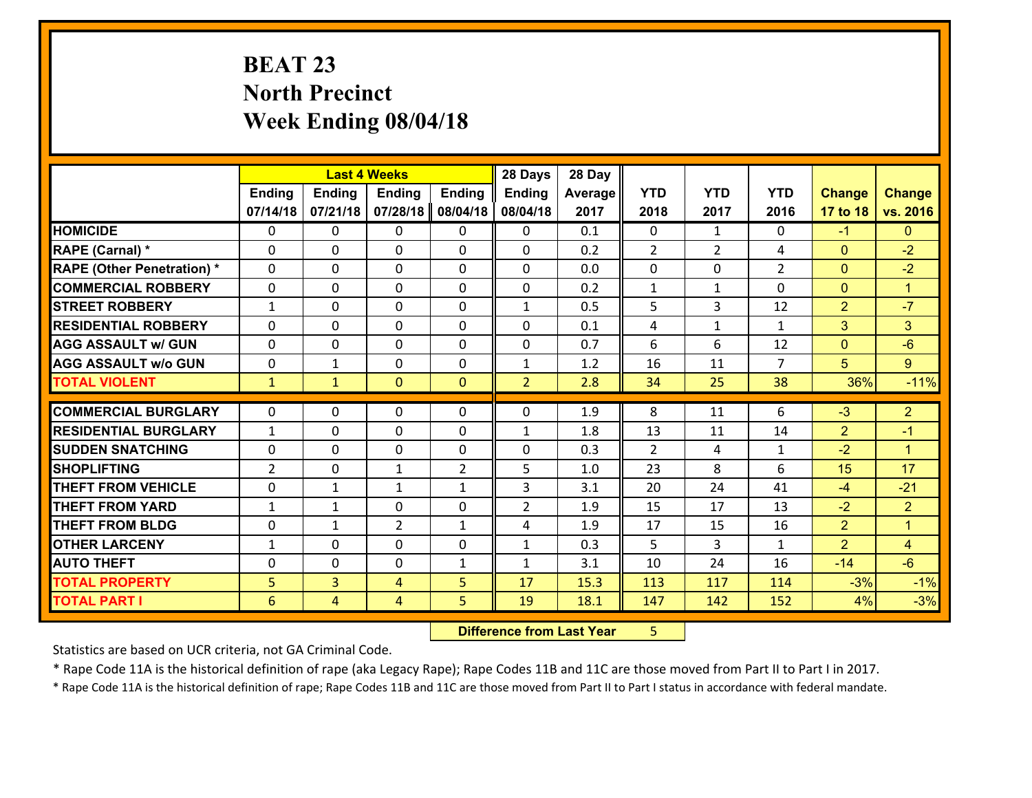# BEAT 23
## North Precinct
## Week Ending 08/04/18

| | Last 4 Weeks | | | | 28 Days | 28 Day | | | | | |
|---|---|---|---|---|---|---|---|---|---|---|---|
| | Ending 07/14/18 | Ending 07/21/18 | Ending 07/28/18 | Ending 08/04/18 | Ending 08/04/18 | Average 2017 | YTD 2018 | YTD 2017 | YTD 2016 | Change 17 to 18 | Change vs. 2016 |
| **HOMICIDE** | 0 | 0 | 0 | 0 | 0 | 0.1 | 0 | 1 | 0 | -1 | 0 |
| **RAPE (Carnal) *** | 0 | 0 | 0 | 0 | 0 | 0.2 | 2 | 2 | 4 | 0 | -2 |
| **RAPE (Other Penetration) *** | 0 | 0 | 0 | 0 | 0 | 0.0 | 0 | 0 | 2 | 0 | -2 |
| **COMMERCIAL ROBBERY** | 0 | 0 | 0 | 0 | 0 | 0.2 | 1 | 1 | 0 | 0 | 1 |
| **STREET ROBBERY** | 1 | 0 | 0 | 0 | 1 | 0.5 | 5 | 3 | 12 | 2 | -7 |
| **RESIDENTIAL ROBBERY** | 0 | 0 | 0 | 0 | 0 | 0.1 | 4 | 1 | 1 | 3 | 3 |
| **AGG ASSAULT w/ GUN** | 0 | 0 | 0 | 0 | 0 | 0.7 | 6 | 6 | 12 | 0 | -6 |
| **AGG ASSAULT w/o GUN** | 0 | 1 | 0 | 0 | 1 | 1.2 | 16 | 11 | 7 | 5 | 9 |
| **TOTAL VIOLENT** | 1 | 1 | 0 | 0 | 2 | 2.8 | 34 | 25 | 38 | 36% | -11% |
| **COMMERCIAL BURGLARY** | 0 | 0 | 0 | 0 | 0 | 1.9 | 8 | 11 | 6 | -3 | 2 |
| **RESIDENTIAL BURGLARY** | 1 | 0 | 0 | 0 | 1 | 1.8 | 13 | 11 | 14 | 2 | -1 |
| **SUDDEN SNATCHING** | 0 | 0 | 0 | 0 | 0 | 0.3 | 2 | 4 | 1 | -2 | 1 |
| **SHOPLIFTING** | 2 | 0 | 1 | 2 | 5 | 1.0 | 23 | 8 | 6 | 15 | 17 |
| **THEFT FROM VEHICLE** | 0 | 1 | 1 | 1 | 3 | 3.1 | 20 | 24 | 41 | -4 | -21 |
| **THEFT FROM YARD** | 1 | 1 | 0 | 0 | 2 | 1.9 | 15 | 17 | 13 | -2 | 2 |
| **THEFT FROM BLDG** | 0 | 1 | 2 | 1 | 4 | 1.9 | 17 | 15 | 16 | 2 | 1 |
| **OTHER LARCENY** | 1 | 0 | 0 | 0 | 1 | 0.3 | 5 | 3 | 1 | 2 | 4 |
| **AUTO THEFT** | 0 | 0 | 0 | 1 | 1 | 3.1 | 10 | 24 | 16 | -14 | -6 |
| **TOTAL PROPERTY** | 5 | 3 | 4 | 5 | 17 | 15.3 | 113 | 117 | 114 | -3% | -1% |
| **TOTAL PART I** | 6 | 4 | 4 | 5 | 19 | 18.1 | 147 | 142 | 152 | 4% | -3% |

**Difference from Last Year** 5

Statistics are based on UCR criteria, not GA Criminal Code.

* Rape Code 11A is the historical definition of rape (aka Legacy Rape); Rape Codes 11B and 11C are those moved from Part II to Part I in 2017.

* Rape Code 11A is the historical definition of rape; Rape Codes 11B and 11C are those moved from Part II to Part I status in accordance with federal mandate.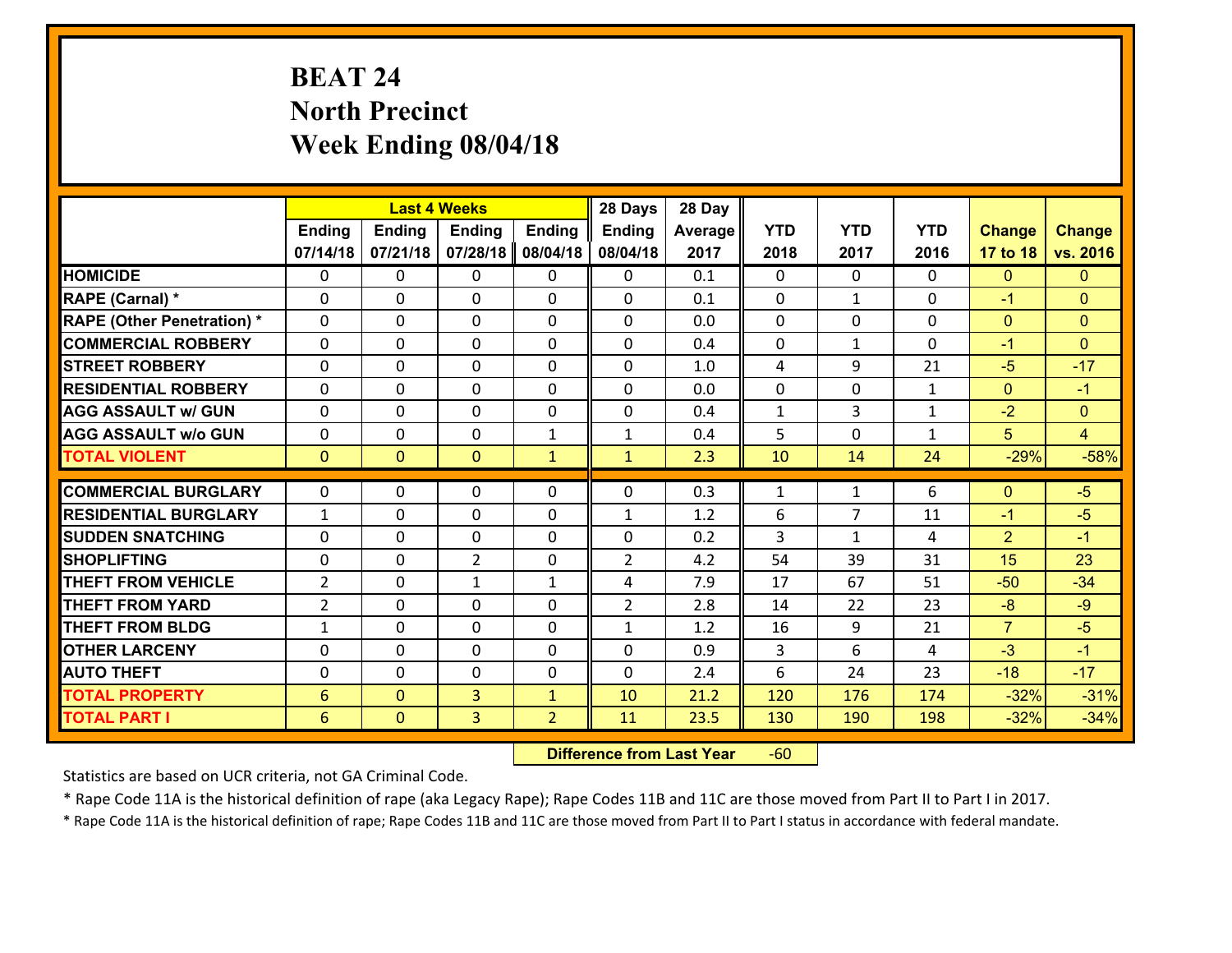# BEAT 24
# North Precinct
# Week Ending 08/04/18

| | Last 4 Weeks | | | | 28 Days | 28 Day | | | | | |
|---|---|---|---|---|---|---|---|---|---|---|---|
| | Ending 07/14/18 | Ending 07/21/18 | Ending 07/28/18 | Ending 08/04/18 | Ending 08/04/18 | Average 2017 | YTD 2018 | YTD 2017 | YTD 2016 | Change 17 to 18 | Change vs. 2016 |
| HOMICIDE | 0 | 0 | 0 | 0 | 0 | 0.1 | 0 | 0 | 0 | 0 | 0 |
| RAPE (Carnal) * | 0 | 0 | 0 | 0 | 0 | 0.1 | 0 | 1 | 0 | -1 | 0 |
| RAPE (Other Penetration) * | 0 | 0 | 0 | 0 | 0 | 0.0 | 0 | 0 | 0 | 0 | 0 |
| COMMERCIAL ROBBERY | 0 | 0 | 0 | 0 | 0 | 0.4 | 0 | 1 | 0 | -1 | 0 |
| STREET ROBBERY | 0 | 0 | 0 | 0 | 0 | 1.0 | 4 | 9 | 21 | -5 | -17 |
| RESIDENTIAL ROBBERY | 0 | 0 | 0 | 0 | 0 | 0.0 | 0 | 0 | 1 | 0 | -1 |
| AGG ASSAULT w/ GUN | 0 | 0 | 0 | 0 | 0 | 0.4 | 1 | 3 | 1 | -2 | 0 |
| AGG ASSAULT w/o GUN | 0 | 0 | 0 | 1 | 1 | 0.4 | 5 | 0 | 1 | 5 | 4 |
| TOTAL VIOLENT | 0 | 0 | 0 | 1 | 1 | 2.3 | 10 | 14 | 24 | -29% | -58% |
| COMMERCIAL BURGLARY | 0 | 0 | 0 | 0 | 0 | 0.3 | 1 | 1 | 6 | 0 | -5 |
| RESIDENTIAL BURGLARY | 1 | 0 | 0 | 0 | 1 | 1.2 | 6 | 7 | 11 | -1 | -5 |
| SUDDEN SNATCHING | 0 | 0 | 0 | 0 | 0 | 0.2 | 3 | 1 | 4 | 2 | -1 |
| SHOPLIFTING | 0 | 0 | 2 | 0 | 2 | 4.2 | 54 | 39 | 31 | 15 | 23 |
| THEFT FROM VEHICLE | 2 | 0 | 1 | 1 | 4 | 7.9 | 17 | 67 | 51 | -50 | -34 |
| THEFT FROM YARD | 2 | 0 | 0 | 0 | 2 | 2.8 | 14 | 22 | 23 | -8 | -9 |
| THEFT FROM BLDG | 1 | 0 | 0 | 0 | 1 | 1.2 | 16 | 9 | 21 | 7 | -5 |
| OTHER LARCENY | 0 | 0 | 0 | 0 | 0 | 0.9 | 3 | 6 | 4 | -3 | -1 |
| AUTO THEFT | 0 | 0 | 0 | 0 | 0 | 2.4 | 6 | 24 | 23 | -18 | -17 |
| TOTAL PROPERTY | 6 | 0 | 3 | 1 | 10 | 21.2 | 120 | 176 | 174 | -32% | -31% |
| TOTAL PART I | 6 | 0 | 3 | 2 | 11 | 23.5 | 130 | 190 | 198 | -32% | -34% |

**Difference from Last Year** -60

Statistics are based on UCR criteria, not GA Criminal Code.

* Rape Code 11A is the historical definition of rape (aka Legacy Rape); Rape Codes 11B and 11C are those moved from Part II to Part I in 2017.

* Rape Code 11A is the historical definition of rape; Rape Codes 11B and 11C are those moved from Part II to Part I status in accordance with federal mandate.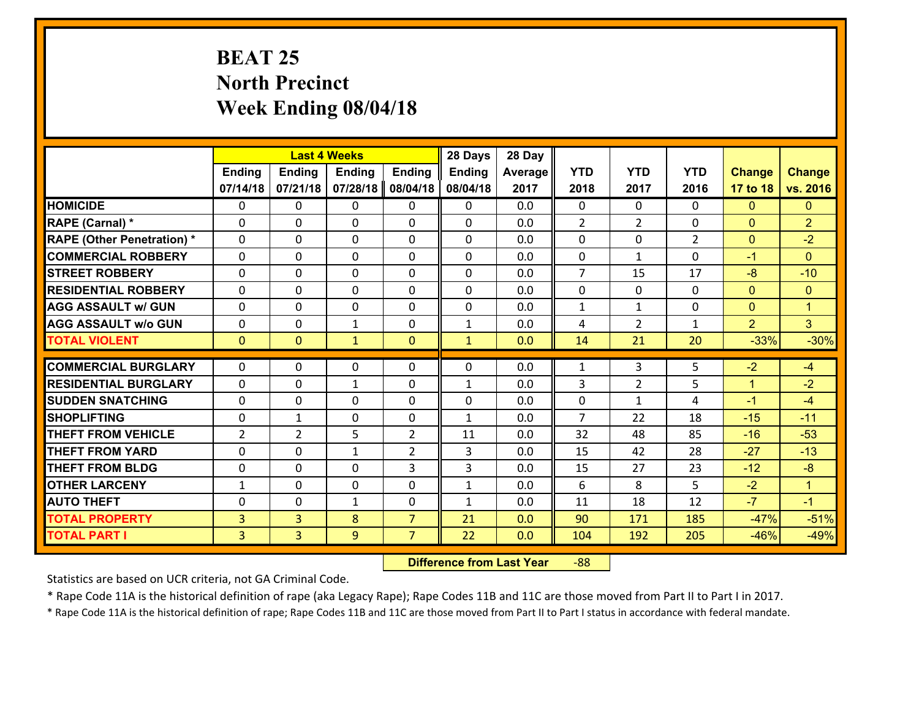# BEAT 25
## North Precinct
## Week Ending 08/04/18

| | Last 4 Weeks | | | | 28 Days | 28 Day | | | | | |
|---|---|---|---|---|---|---|---|---|---|---|---|
| | Ending 07/14/18 | Ending 07/21/18 | Ending 07/28/18 | Ending 08/04/18 | Ending 08/04/18 | Average 2017 | YTD 2018 | YTD 2017 | YTD 2016 | Change 17 to 18 | Change vs. 2016 |
| **HOMICIDE** | 0 | 0 | 0 | 0 | 0 | 0.0 | 0 | 0 | 0 | 0 | 0 |
| **RAPE (Carnal) *** | 0 | 0 | 0 | 0 | 0 | 0.0 | 2 | 2 | 0 | 0 | 2 |
| **RAPE (Other Penetration) *** | 0 | 0 | 0 | 0 | 0 | 0.0 | 0 | 0 | 2 | 0 | -2 |
| **COMMERCIAL ROBBERY** | 0 | 0 | 0 | 0 | 0 | 0.0 | 0 | 1 | 0 | -1 | 0 |
| **STREET ROBBERY** | 0 | 0 | 0 | 0 | 0 | 0.0 | 7 | 15 | 17 | -8 | -10 |
| **RESIDENTIAL ROBBERY** | 0 | 0 | 0 | 0 | 0 | 0.0 | 0 | 0 | 0 | 0 | 0 |
| **AGG ASSAULT w/ GUN** | 0 | 0 | 0 | 0 | 0 | 0.0 | 1 | 1 | 0 | 0 | 1 |
| **AGG ASSAULT w/o GUN** | 0 | 0 | 1 | 0 | 1 | 0.0 | 4 | 2 | 1 | 2 | 3 |
| **TOTAL VIOLENT** | 0 | 0 | 1 | 0 | 1 | 0.0 | 14 | 21 | 20 | -33% | -30% |
| **COMMERCIAL BURGLARY** | 0 | 0 | 0 | 0 | 0 | 0.0 | 1 | 3 | 5 | -2 | -4 |
| **RESIDENTIAL BURGLARY** | 0 | 0 | 1 | 0 | 1 | 0.0 | 3 | 2 | 5 | 1 | -2 |
| **SUDDEN SNATCHING** | 0 | 0 | 0 | 0 | 0 | 0.0 | 0 | 1 | 4 | -1 | -4 |
| **SHOPLIFTING** | 0 | 1 | 0 | 0 | 1 | 0.0 | 7 | 22 | 18 | -15 | -11 |
| **THEFT FROM VEHICLE** | 2 | 2 | 5 | 2 | 11 | 0.0 | 32 | 48 | 85 | -16 | -53 |
| **THEFT FROM YARD** | 0 | 0 | 1 | 2 | 3 | 0.0 | 15 | 42 | 28 | -27 | -13 |
| **THEFT FROM BLDG** | 0 | 0 | 0 | 3 | 3 | 0.0 | 15 | 27 | 23 | -12 | -8 |
| **OTHER LARCENY** | 1 | 0 | 0 | 0 | 1 | 0.0 | 6 | 8 | 5 | -2 | 1 |
| **AUTO THEFT** | 0 | 0 | 1 | 0 | 1 | 0.0 | 11 | 18 | 12 | -7 | -1 |
| **TOTAL PROPERTY** | 3 | 3 | 8 | 7 | 21 | 0.0 | 90 | 171 | 185 | -47% | -51% |
| **TOTAL PART I** | 3 | 3 | 9 | 7 | 22 | 0.0 | 104 | 192 | 205 | -46% | -49% |

**Difference from Last Year** -88

Statistics are based on UCR criteria, not GA Criminal Code.

* Rape Code 11A is the historical definition of rape (aka Legacy Rape); Rape Codes 11B and 11C are those moved from Part II to Part I in 2017.

* Rape Code 11A is the historical definition of rape; Rape Codes 11B and 11C are those moved from Part II to Part I status in accordance with federal mandate.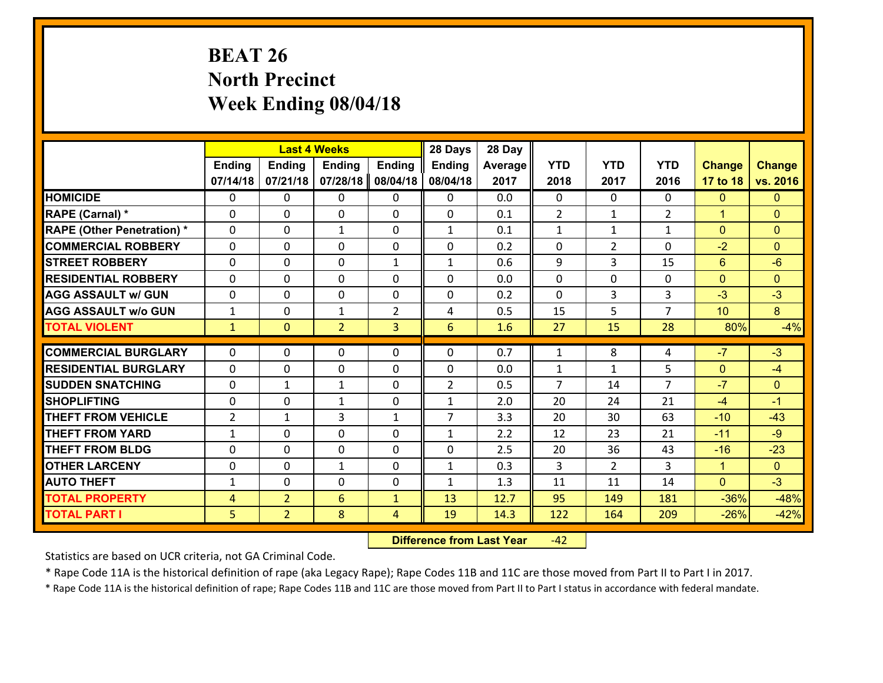# BEAT 26
## North Precinct
## Week Ending 08/04/18

| | Last 4 Weeks | | | | 28 Days | 28 Day | | | | | |
|---|---|---|---|---|---|---|---|---|---|---|---|
| | Ending 07/14/18 | Ending 07/21/18 | Ending 07/28/18 | Ending 08/04/18 | Ending 08/04/18 | Average 2017 | YTD 2018 | YTD 2017 | YTD 2016 | Change 17 to 18 | Change vs. 2016 |
| HOMICIDE | 0 | 0 | 0 | 0 | 0 | 0.0 | 0 | 0 | 0 | 0 | 0 |
| RAPE (Carnal) * | 0 | 0 | 0 | 0 | 0 | 0.1 | 2 | 1 | 2 | 1 | 0 |
| RAPE (Other Penetration) * | 0 | 0 | 1 | 0 | 1 | 0.1 | 1 | 1 | 1 | 0 | 0 |
| COMMERCIAL ROBBERY | 0 | 0 | 0 | 0 | 0 | 0.2 | 0 | 2 | 0 | -2 | 0 |
| STREET ROBBERY | 0 | 0 | 0 | 1 | 1 | 0.6 | 9 | 3 | 15 | 6 | -6 |
| RESIDENTIAL ROBBERY | 0 | 0 | 0 | 0 | 0 | 0.0 | 0 | 0 | 0 | 0 | 0 |
| AGG ASSAULT w/ GUN | 0 | 0 | 0 | 0 | 0 | 0.2 | 0 | 3 | 3 | -3 | -3 |
| AGG ASSAULT w/o GUN | 1 | 0 | 1 | 2 | 4 | 0.5 | 15 | 5 | 7 | 10 | 8 |
| TOTAL VIOLENT | 1 | 0 | 2 | 3 | 6 | 1.6 | 27 | 15 | 28 | 80% | -4% |
| COMMERCIAL BURGLARY | 0 | 0 | 0 | 0 | 0 | 0.7 | 1 | 8 | 4 | -7 | -3 |
| RESIDENTIAL BURGLARY | 0 | 0 | 0 | 0 | 0 | 0.0 | 1 | 1 | 5 | 0 | -4 |
| SUDDEN SNATCHING | 0 | 1 | 1 | 0 | 2 | 0.5 | 7 | 14 | 7 | -7 | 0 |
| SHOPLIFTING | 0 | 0 | 1 | 0 | 1 | 2.0 | 20 | 24 | 21 | -4 | -1 |
| THEFT FROM VEHICLE | 2 | 1 | 3 | 1 | 7 | 3.3 | 20 | 30 | 63 | -10 | -43 |
| THEFT FROM YARD | 1 | 0 | 0 | 0 | 1 | 2.2 | 12 | 23 | 21 | -11 | -9 |
| THEFT FROM BLDG | 0 | 0 | 0 | 0 | 0 | 2.5 | 20 | 36 | 43 | -16 | -23 |
| OTHER LARCENY | 0 | 0 | 1 | 0 | 1 | 0.3 | 3 | 2 | 3 | 1 | 0 |
| AUTO THEFT | 1 | 0 | 0 | 0 | 1 | 1.3 | 11 | 11 | 14 | 0 | -3 |
| TOTAL PROPERTY | 4 | 2 | 6 | 1 | 13 | 12.7 | 95 | 149 | 181 | -36% | -48% |
| TOTAL PART I | 5 | 2 | 8 | 4 | 19 | 14.3 | 122 | 164 | 209 | -26% | -42% |

**Difference from Last Year** -42

Statistics are based on UCR criteria, not GA Criminal Code.

* Rape Code 11A is the historical definition of rape (aka Legacy Rape); Rape Codes 11B and 11C are those moved from Part II to Part I in 2017.

* Rape Code 11A is the historical definition of rape; Rape Codes 11B and 11C are those moved from Part II to Part I status in accordance with federal mandate.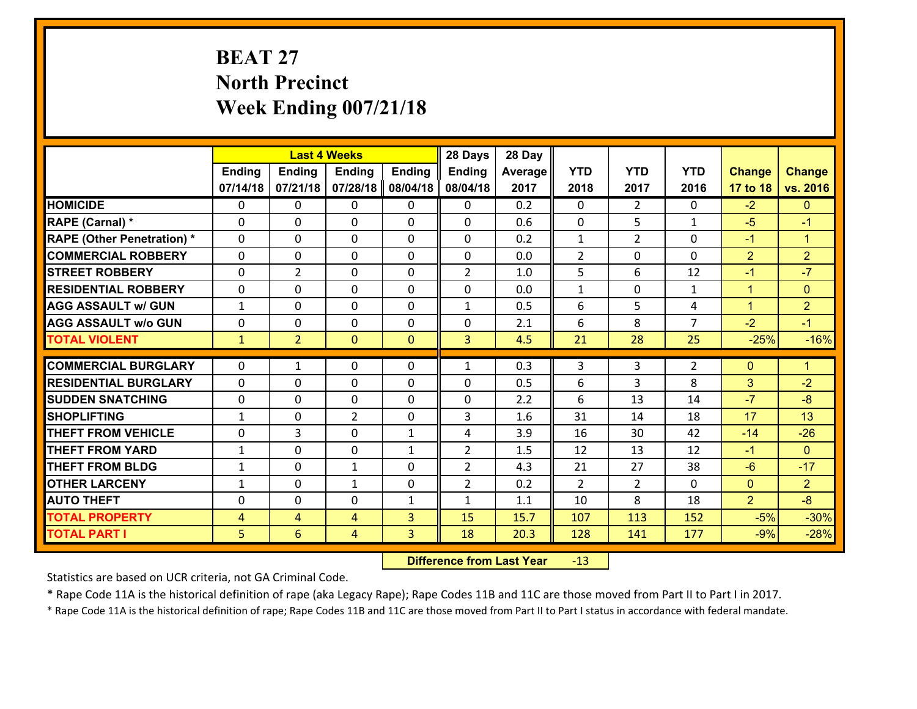# BEAT 27
## North Precinct
## Week Ending 007/21/18

| | Last 4 Weeks | | | | 28 Days | 28 Day | | | | | |
|---|---|---|---|---|---|---|---|---|---|---|---|
| | Ending 07/14/18 | Ending 07/21/18 | Ending 07/28/18 | Ending 08/04/18 | Ending 08/04/18 | Average 2017 | YTD 2018 | YTD 2017 | YTD 2016 | Change 17 to 18 | Change vs. 2016 |
| **HOMICIDE** | 0 | 0 | 0 | 0 | 0 | 0.2 | 0 | 2 | 0 | -2 | 0 |
| **RAPE (Carnal) *** | 0 | 0 | 0 | 0 | 0 | 0.6 | 0 | 5 | 1 | -5 | -1 |
| **RAPE (Other Penetration) *** | 0 | 0 | 0 | 0 | 0 | 0.2 | 1 | 2 | 0 | -1 | 1 |
| **COMMERCIAL ROBBERY** | 0 | 0 | 0 | 0 | 0 | 0.0 | 2 | 0 | 0 | 2 | 2 |
| **STREET ROBBERY** | 0 | 2 | 0 | 0 | 2 | 1.0 | 5 | 6 | 12 | -1 | -7 |
| **RESIDENTIAL ROBBERY** | 0 | 0 | 0 | 0 | 0 | 0.0 | 1 | 0 | 1 | 1 | 0 |
| **AGG ASSAULT w/ GUN** | 1 | 0 | 0 | 0 | 1 | 0.5 | 6 | 5 | 4 | 1 | 2 |
| **AGG ASSAULT w/o GUN** | 0 | 0 | 0 | 0 | 0 | 2.1 | 6 | 8 | 7 | -2 | -1 |
| **TOTAL VIOLENT** | 1 | 2 | 0 | 0 | 3 | 4.5 | 21 | 28 | 25 | -25% | -16% |
| **COMMERCIAL BURGLARY** | 0 | 1 | 0 | 0 | 1 | 0.3 | 3 | 3 | 2 | 0 | 1 |
| **RESIDENTIAL BURGLARY** | 0 | 0 | 0 | 0 | 0 | 0.5 | 6 | 3 | 8 | 3 | -2 |
| **SUDDEN SNATCHING** | 0 | 0 | 0 | 0 | 0 | 2.2 | 6 | 13 | 14 | -7 | -8 |
| **SHOPLIFTING** | 1 | 0 | 2 | 0 | 3 | 1.6 | 31 | 14 | 18 | 17 | 13 |
| **THEFT FROM VEHICLE** | 0 | 3 | 0 | 1 | 4 | 3.9 | 16 | 30 | 42 | -14 | -26 |
| **THEFT FROM YARD** | 1 | 0 | 0 | 1 | 2 | 1.5 | 12 | 13 | 12 | -1 | 0 |
| **THEFT FROM BLDG** | 1 | 0 | 1 | 0 | 2 | 4.3 | 21 | 27 | 38 | -6 | -17 |
| **OTHER LARCENY** | 1 | 0 | 1 | 0 | 2 | 0.2 | 2 | 2 | 0 | 0 | 2 |
| **AUTO THEFT** | 0 | 0 | 0 | 1 | 1 | 1.1 | 10 | 8 | 18 | 2 | -8 |
| **TOTAL PROPERTY** | 4 | 4 | 4 | 3 | 15 | 15.7 | 107 | 113 | 152 | -5% | -30% |
| **TOTAL PART I** | 5 | 6 | 4 | 3 | 18 | 20.3 | 128 | 141 | 177 | -9% | -28% |

**Difference from Last Year** -13

Statistics are based on UCR criteria, not GA Criminal Code.

* Rape Code 11A is the historical definition of rape (aka Legacy Rape); Rape Codes 11B and 11C are those moved from Part II to Part I in 2017.

* Rape Code 11A is the historical definition of rape; Rape Codes 11B and 11C are those moved from Part II to Part I status in accordance with federal mandate.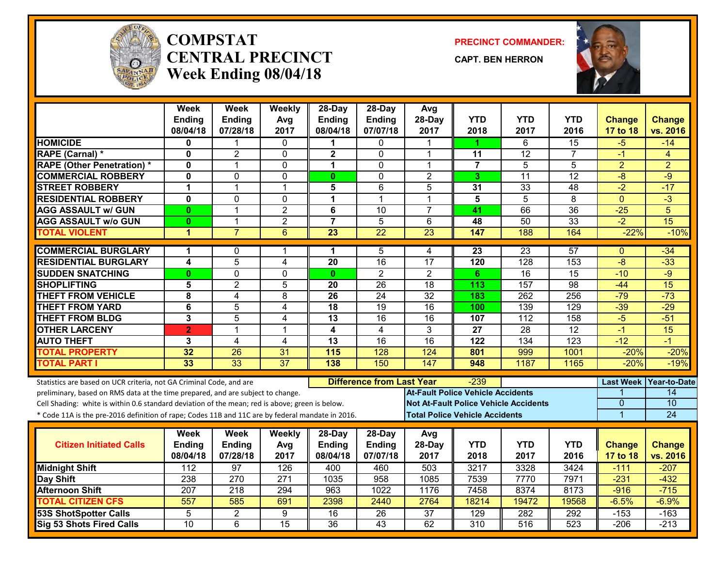# COMPSTAT CENTRAL PRECINCT Week Ending 08/04/18

**PRECINCT COMMANDER:**

**CAPT. BEN HERRON**

| | Week Ending 08/04/18 | Week Ending 07/28/18 | Weekly Avg 2017 | 28-Day Ending 08/04/18 | 28-Day Ending 07/07/18 | Avg 28-Day 2017 | YTD 2018 | YTD 2017 | YTD 2016 | Change 17 to 18 | Change vs. 2016 |
|---|---|---|---|---|---|---|---|---|---|---|---|
| HOMICIDE | 0 | 1 | 0 | 1 | 0 | 1 | 1 | 6 | 15 | -5 | -14 |
| RAPE (Carnal) * | 0 | 2 | 0 | 2 | 0 | 1 | 11 | 12 | 7 | -1 | 4 |
| RAPE (Other Penetration) * | 0 | 1 | 0 | 1 | 0 | 1 | 7 | 5 | 5 | 2 | 2 |
| COMMERCIAL ROBBERY | 0 | 0 | 0 | 0 | 0 | 2 | 3 | 11 | 12 | -8 | -9 |
| STREET ROBBERY | 1 | 1 | 1 | 5 | 6 | 5 | 31 | 33 | 48 | -2 | -17 |
| RESIDENTIAL ROBBERY | 0 | 0 | 0 | 1 | 1 | 1 | 5 | 5 | 8 | 0 | -3 |
| AGG ASSAULT w/ GUN | 0 | 1 | 2 | 6 | 10 | 7 | 41 | 66 | 36 | -25 | 5 |
| AGG ASSAULT w/o GUN | 0 | 1 | 2 | 7 | 5 | 6 | 48 | 50 | 33 | -2 | 15 |
| TOTAL VIOLENT | 1 | 7 | 6 | 23 | 22 | 23 | 147 | 188 | 164 | -22% | -10% |
| COMMERCIAL BURGLARY | 1 | 0 | 1 | 1 | 5 | 4 | 23 | 23 | 57 | 0 | -34 |
| RESIDENTIAL BURGLARY | 4 | 5 | 4 | 20 | 16 | 17 | 120 | 128 | 153 | -8 | -33 |
| SUDDEN SNATCHING | 0 | 0 | 0 | 0 | 2 | 2 | 6 | 16 | 15 | -10 | -9 |
| SHOPLIFTING | 5 | 2 | 5 | 20 | 26 | 18 | 113 | 157 | 98 | -44 | 15 |
| THEFT FROM VEHICLE | 8 | 4 | 8 | 26 | 24 | 32 | 183 | 262 | 256 | -79 | -73 |
| THEFT FROM YARD | 6 | 5 | 4 | 18 | 19 | 16 | 100 | 139 | 129 | -39 | -29 |
| THEFT FROM BLDG | 3 | 5 | 4 | 13 | 16 | 16 | 107 | 112 | 158 | -5 | -51 |
| OTHER LARCENY | 2 | 1 | 1 | 4 | 4 | 3 | 27 | 28 | 12 | -1 | 15 |
| AUTO THEFT | 3 | 4 | 4 | 13 | 16 | 16 | 122 | 134 | 123 | -12 | -1 |
| TOTAL PROPERTY | 32 | 26 | 31 | 115 | 128 | 124 | 801 | 999 | 1001 | -20% | -20% |
| TOTAL PART I | 33 | 33 | 37 | 138 | 150 | 147 | 948 | 1187 | 1165 | -20% | -19% |

Statistics are based on UCR criteria, not GA Criminal Code, and are preliminary, based on RMS data at the time prepared, and are subject to change.

Cell Shading: white is within 0.6 standard deviation of the mean; red is above; green is below.

* Code 11A is the pre-2016 definition of rape; Codes 11B and 11C are by federal mandate in 2016.

**Difference from Last Year:** -239

| | Last Week | Year-to-Date |
|---|---|---|
| At-Fault Police Vehicle Accidents | 1 | 14 |
| Not At-Fault Police Vehicle Accidents | 0 | 10 |
| Total Police Vehicle Accidents | 1 | 24 |

| Citizen Initiated Calls | Week Ending 08/04/18 | Week Ending 07/28/18 | Weekly Avg 2017 | 28-Day Ending 08/04/18 | 28-Day Ending 07/07/18 | Avg 28-Day 2017 | YTD 2018 | YTD 2017 | YTD 2016 | Change 17 to 18 | Change vs. 2016 |
|---|---|---|---|---|---|---|---|---|---|---|---|
| Midnight Shift | 112 | 97 | 126 | 400 | 460 | 503 | 3217 | 3328 | 3424 | -111 | -207 |
| Day Shift | 238 | 270 | 271 | 1035 | 958 | 1085 | 7539 | 7770 | 7971 | -231 | -432 |
| Afternoon Shift | 207 | 218 | 294 | 963 | 1022 | 1176 | 7458 | 8374 | 8173 | -916 | -715 |
| TOTAL CITIZEN CFS | 557 | 585 | 691 | 2398 | 2440 | 2764 | 18214 | 19472 | 19568 | -6.5% | -6.9% |
| 53S ShotSpotter Calls | 5 | 2 | 9 | 16 | 26 | 37 | 129 | 282 | 292 | -153 | -163 |
| Sig 53 Shots Fired Calls | 10 | 6 | 15 | 36 | 43 | 62 | 310 | 516 | 523 | -206 | -213 |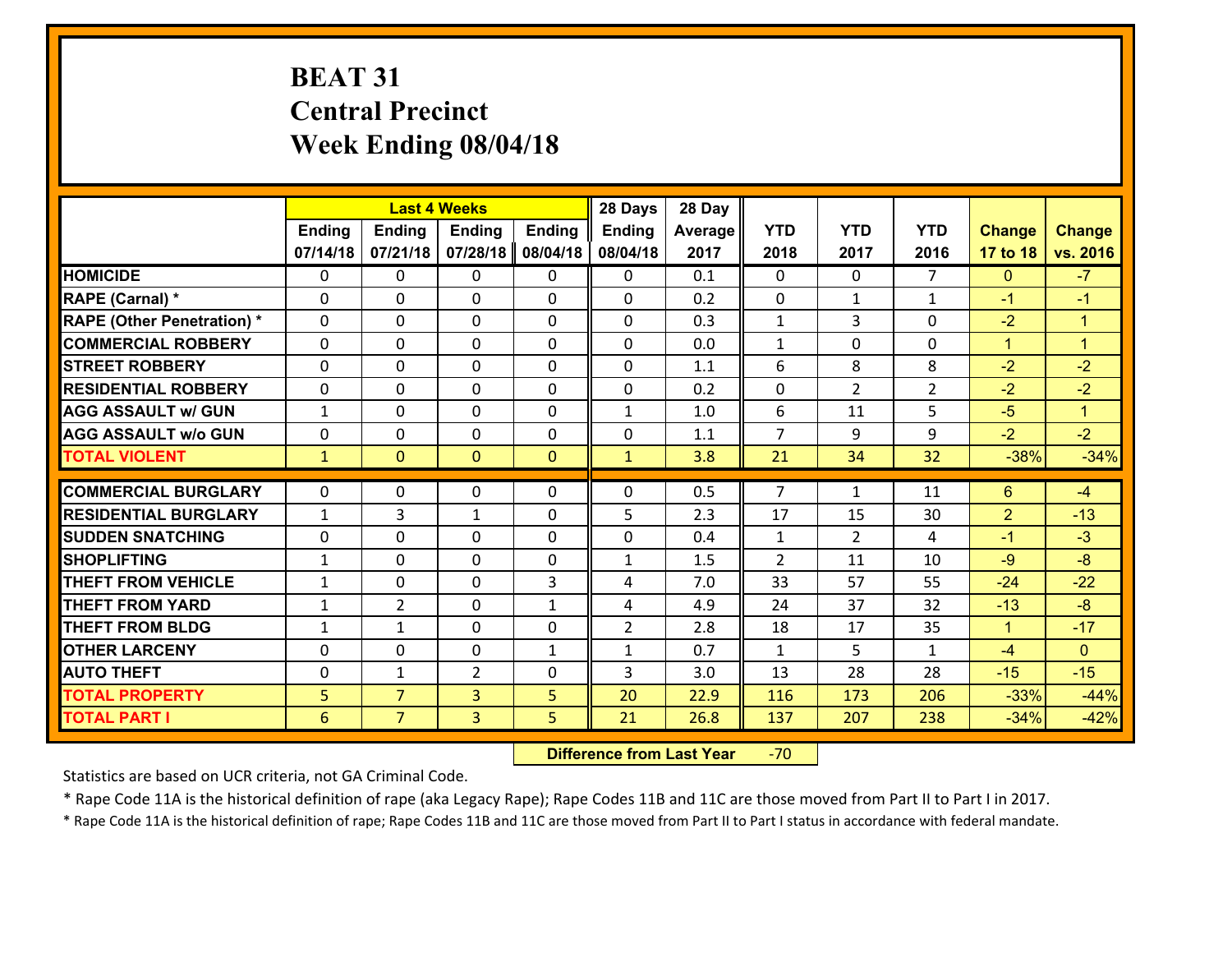# BEAT 31
## Central Precinct
## Week Ending 08/04/18

| | Last 4 Weeks | | | | 28 Days | 28 Day | | | | | |
|---|---|---|---|---|---|---|---|---|---|---|---|
| | Ending 07/14/18 | Ending 07/21/18 | Ending 07/28/18 | Ending 08/04/18 | Ending 08/04/18 | Average 2017 | YTD 2018 | YTD 2017 | YTD 2016 | Change 17 to 18 | Change vs. 2016 |
| HOMICIDE | 0 | 0 | 0 | 0 | 0 | 0.1 | 0 | 0 | 7 | 0 | -7 |
| RAPE (Carnal) * | 0 | 0 | 0 | 0 | 0 | 0.2 | 0 | 1 | 1 | -1 | -1 |
| RAPE (Other Penetration) * | 0 | 0 | 0 | 0 | 0 | 0.3 | 1 | 3 | 0 | -2 | 1 |
| COMMERCIAL ROBBERY | 0 | 0 | 0 | 0 | 0 | 0.0 | 1 | 0 | 0 | 1 | 1 |
| STREET ROBBERY | 0 | 0 | 0 | 0 | 0 | 1.1 | 6 | 8 | 8 | -2 | -2 |
| RESIDENTIAL ROBBERY | 0 | 0 | 0 | 0 | 0 | 0.2 | 0 | 2 | 2 | -2 | -2 |
| AGG ASSAULT w/ GUN | 1 | 0 | 0 | 0 | 1 | 1.0 | 6 | 11 | 5 | -5 | 1 |
| AGG ASSAULT w/o GUN | 0 | 0 | 0 | 0 | 0 | 1.1 | 7 | 9 | 9 | -2 | -2 |
| TOTAL VIOLENT | 1 | 0 | 0 | 0 | 1 | 3.8 | 21 | 34 | 32 | -38% | -34% |
| COMMERCIAL BURGLARY | 0 | 0 | 0 | 0 | 0 | 0.5 | 7 | 1 | 11 | 6 | -4 |
| RESIDENTIAL BURGLARY | 1 | 3 | 1 | 0 | 5 | 2.3 | 17 | 15 | 30 | 2 | -13 |
| SUDDEN SNATCHING | 0 | 0 | 0 | 0 | 0 | 0.4 | 1 | 2 | 4 | -1 | -3 |
| SHOPLIFTING | 1 | 0 | 0 | 0 | 1 | 1.5 | 2 | 11 | 10 | -9 | -8 |
| THEFT FROM VEHICLE | 1 | 0 | 0 | 3 | 4 | 7.0 | 33 | 57 | 55 | -24 | -22 |
| THEFT FROM YARD | 1 | 2 | 0 | 1 | 4 | 4.9 | 24 | 37 | 32 | -13 | -8 |
| THEFT FROM BLDG | 1 | 1 | 0 | 0 | 2 | 2.8 | 18 | 17 | 35 | 1 | -17 |
| OTHER LARCENY | 0 | 0 | 0 | 1 | 1 | 0.7 | 1 | 5 | 1 | -4 | 0 |
| AUTO THEFT | 0 | 1 | 2 | 0 | 3 | 3.0 | 13 | 28 | 28 | -15 | -15 |
| TOTAL PROPERTY | 5 | 7 | 3 | 5 | 20 | 22.9 | 116 | 173 | 206 | -33% | -44% |
| TOTAL PART I | 6 | 7 | 3 | 5 | 21 | 26.8 | 137 | 207 | 238 | -34% | -42% |

**Difference from Last Year** -70

Statistics are based on UCR criteria, not GA Criminal Code.

* Rape Code 11A is the historical definition of rape (aka Legacy Rape); Rape Codes 11B and 11C are those moved from Part II to Part I in 2017.

* Rape Code 11A is the historical definition of rape; Rape Codes 11B and 11C are those moved from Part II to Part I status in accordance with federal mandate.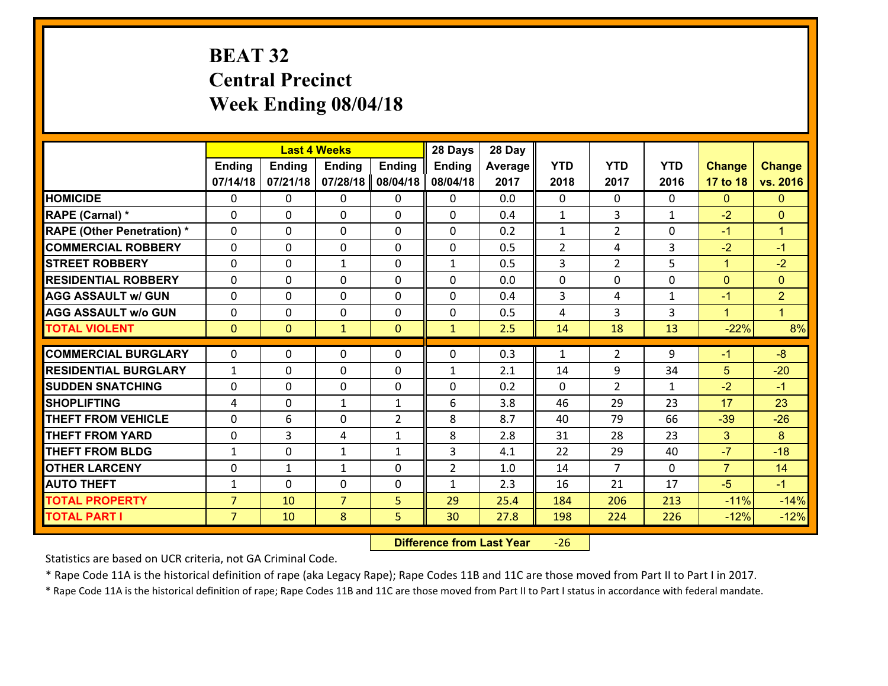# BEAT 32
# Central Precinct
# Week Ending 08/04/18

| | Last 4 Weeks | | | | 28 Days | 28 Day | | | | | |
|---|---|---|---|---|---|---|---|---|---|---|---|
| | Ending 07/14/18 | Ending 07/21/18 | Ending 07/28/18 | Ending 08/04/18 | Ending 08/04/18 | Average 2017 | YTD 2018 | YTD 2017 | YTD 2016 | Change 17 to 18 | Change vs. 2016 |
| HOMICIDE | 0 | 0 | 0 | 0 | 0 | 0.0 | 0 | 0 | 0 | 0 | 0 |
| RAPE (Carnal) * | 0 | 0 | 0 | 0 | 0 | 0.4 | 1 | 3 | 1 | -2 | 0 |
| RAPE (Other Penetration) * | 0 | 0 | 0 | 0 | 0 | 0.2 | 1 | 2 | 0 | -1 | 1 |
| COMMERCIAL ROBBERY | 0 | 0 | 0 | 0 | 0 | 0.5 | 2 | 4 | 3 | -2 | -1 |
| STREET ROBBERY | 0 | 0 | 1 | 0 | 1 | 0.5 | 3 | 2 | 5 | 1 | -2 |
| RESIDENTIAL ROBBERY | 0 | 0 | 0 | 0 | 0 | 0.0 | 0 | 0 | 0 | 0 | 0 |
| AGG ASSAULT w/ GUN | 0 | 0 | 0 | 0 | 0 | 0.4 | 3 | 4 | 1 | -1 | 2 |
| AGG ASSAULT w/o GUN | 0 | 0 | 0 | 0 | 0 | 0.5 | 4 | 3 | 3 | 1 | 1 |
| TOTAL VIOLENT | 0 | 0 | 1 | 0 | 1 | 2.5 | 14 | 18 | 13 | -22% | 8% |
| COMMERCIAL BURGLARY | 0 | 0 | 0 | 0 | 0 | 0.3 | 1 | 2 | 9 | -1 | -8 |
| RESIDENTIAL BURGLARY | 1 | 0 | 0 | 0 | 1 | 2.1 | 14 | 9 | 34 | 5 | -20 |
| SUDDEN SNATCHING | 0 | 0 | 0 | 0 | 0 | 0.2 | 0 | 2 | 1 | -2 | -1 |
| SHOPLIFTING | 4 | 0 | 1 | 1 | 6 | 3.8 | 46 | 29 | 23 | 17 | 23 |
| THEFT FROM VEHICLE | 0 | 6 | 0 | 2 | 8 | 8.7 | 40 | 79 | 66 | -39 | -26 |
| THEFT FROM YARD | 0 | 3 | 4 | 1 | 8 | 2.8 | 31 | 28 | 23 | 3 | 8 |
| THEFT FROM BLDG | 1 | 0 | 1 | 1 | 3 | 4.1 | 22 | 29 | 40 | -7 | -18 |
| OTHER LARCENY | 0 | 1 | 1 | 0 | 2 | 1.0 | 14 | 7 | 0 | 7 | 14 |
| AUTO THEFT | 1 | 0 | 0 | 0 | 1 | 2.3 | 16 | 21 | 17 | -5 | -1 |
| TOTAL PROPERTY | 7 | 10 | 7 | 5 | 29 | 25.4 | 184 | 206 | 213 | -11% | -14% |
| TOTAL PART I | 7 | 10 | 8 | 5 | 30 | 27.8 | 198 | 224 | 226 | -12% | -12% |

**Difference from Last Year** -26

Statistics are based on UCR criteria, not GA Criminal Code.

* Rape Code 11A is the historical definition of rape (aka Legacy Rape); Rape Codes 11B and 11C are those moved from Part II to Part I in 2017.

* Rape Code 11A is the historical definition of rape; Rape Codes 11B and 11C are those moved from Part II to Part I status in accordance with federal mandate.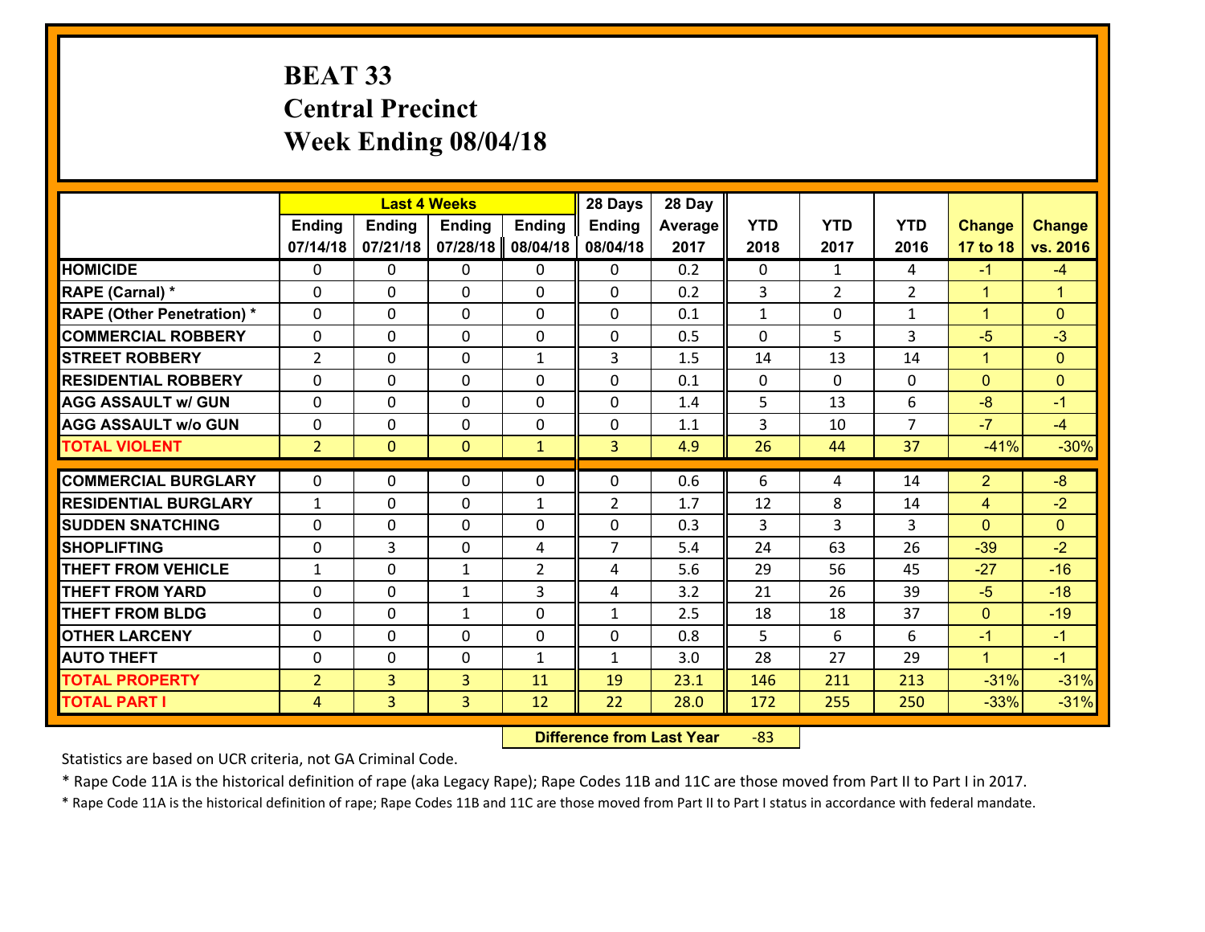# BEAT 33
## Central Precinct
## Week Ending 08/04/18

| | Last 4 Weeks | | | | 28 Days | 28 Day | | | | | |
|---|---|---|---|---|---|---|---|---|---|---|---|
| | Ending 07/14/18 | Ending 07/21/18 | Ending 07/28/18 | Ending 08/04/18 | Ending 08/04/18 | Average 2017 | YTD 2018 | YTD 2017 | YTD 2016 | Change 17 to 18 | Change vs. 2016 |
| HOMICIDE | 0 | 0 | 0 | 0 | 0 | 0.2 | 0 | 1 | 4 | -1 | -4 |
| RAPE (Carnal) * | 0 | 0 | 0 | 0 | 0 | 0.2 | 3 | 2 | 2 | 1 | 1 |
| RAPE (Other Penetration) * | 0 | 0 | 0 | 0 | 0 | 0.1 | 1 | 0 | 1 | 1 | 0 |
| COMMERCIAL ROBBERY | 0 | 0 | 0 | 0 | 0 | 0.5 | 0 | 5 | 3 | -5 | -3 |
| STREET ROBBERY | 2 | 0 | 0 | 1 | 3 | 1.5 | 14 | 13 | 14 | 1 | 0 |
| RESIDENTIAL ROBBERY | 0 | 0 | 0 | 0 | 0 | 0.1 | 0 | 0 | 0 | 0 | 0 |
| AGG ASSAULT w/ GUN | 0 | 0 | 0 | 0 | 0 | 1.4 | 5 | 13 | 6 | -8 | -1 |
| AGG ASSAULT w/o GUN | 0 | 0 | 0 | 0 | 0 | 1.1 | 3 | 10 | 7 | -7 | -4 |
| TOTAL VIOLENT | 2 | 0 | 0 | 1 | 3 | 4.9 | 26 | 44 | 37 | -41% | -30% |
| COMMERCIAL BURGLARY | 0 | 0 | 0 | 0 | 0 | 0.6 | 6 | 4 | 14 | 2 | -8 |
| RESIDENTIAL BURGLARY | 1 | 0 | 0 | 1 | 2 | 1.7 | 12 | 8 | 14 | 4 | -2 |
| SUDDEN SNATCHING | 0 | 0 | 0 | 0 | 0 | 0.3 | 3 | 3 | 3 | 0 | 0 |
| SHOPLIFTING | 0 | 3 | 0 | 4 | 7 | 5.4 | 24 | 63 | 26 | -39 | -2 |
| THEFT FROM VEHICLE | 1 | 0 | 1 | 2 | 4 | 5.6 | 29 | 56 | 45 | -27 | -16 |
| THEFT FROM YARD | 0 | 0 | 1 | 3 | 4 | 3.2 | 21 | 26 | 39 | -5 | -18 |
| THEFT FROM BLDG | 0 | 0 | 1 | 0 | 1 | 2.5 | 18 | 18 | 37 | 0 | -19 |
| OTHER LARCENY | 0 | 0 | 0 | 0 | 0 | 0.8 | 5 | 6 | 6 | -1 | -1 |
| AUTO THEFT | 0 | 0 | 0 | 1 | 1 | 3.0 | 28 | 27 | 29 | 1 | -1 |
| TOTAL PROPERTY | 2 | 3 | 3 | 11 | 19 | 23.1 | 146 | 211 | 213 | -31% | -31% |
| TOTAL PART I | 4 | 3 | 3 | 12 | 22 | 28.0 | 172 | 255 | 250 | -33% | -31% |

**Difference from Last Year** -83

Statistics are based on UCR criteria, not GA Criminal Code.

* Rape Code 11A is the historical definition of rape (aka Legacy Rape); Rape Codes 11B and 11C are those moved from Part II to Part I in 2017.

* Rape Code 11A is the historical definition of rape; Rape Codes 11B and 11C are those moved from Part II to Part I status in accordance with federal mandate.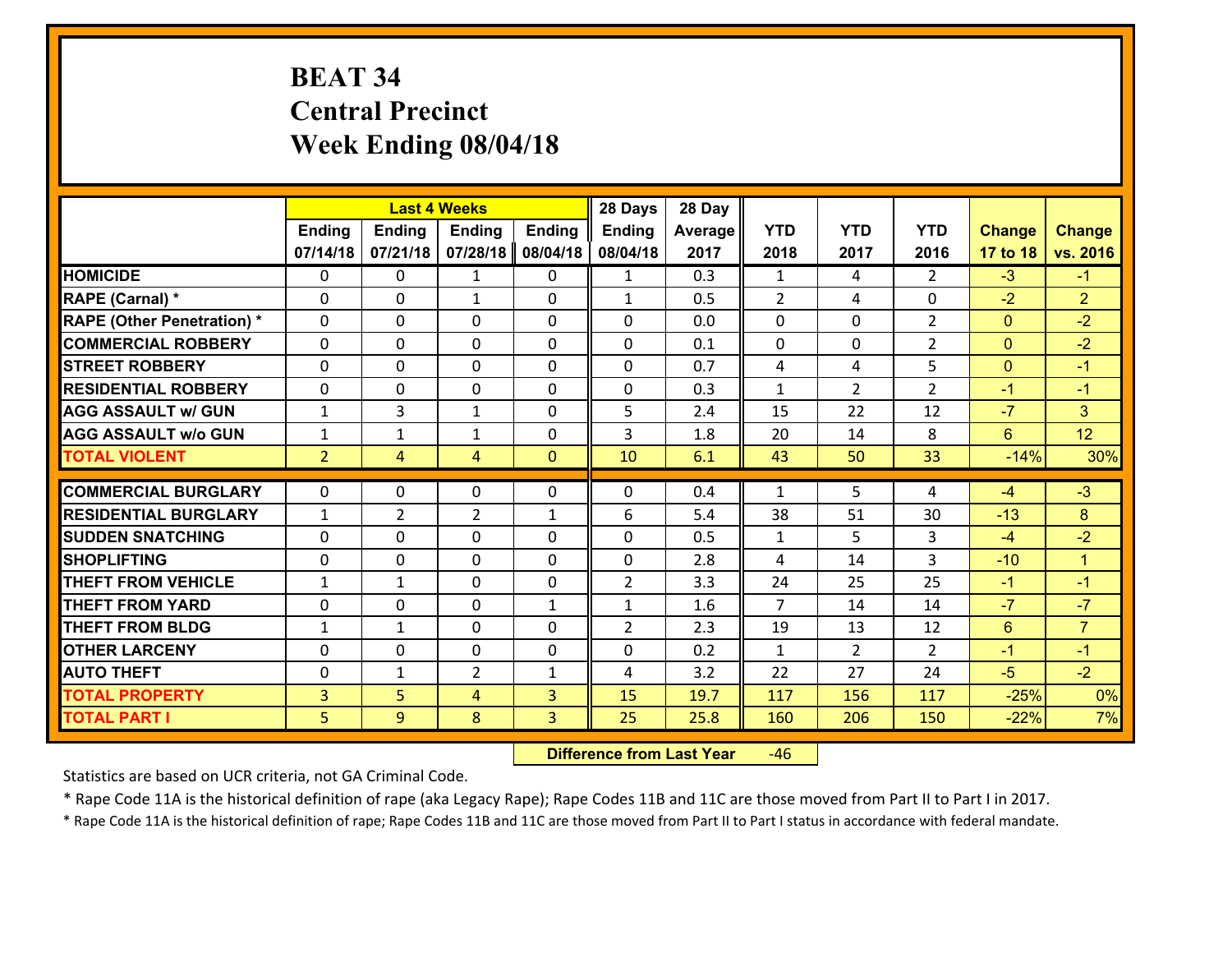# BEAT 34
## Central Precinct
## Week Ending 08/04/18

| | Last 4 Weeks | | | | 28 Days | 28 Day | | | | | |
|---|---|---|---|---|---|---|---|---|---|---|---|
| | Ending 07/14/18 | Ending 07/21/18 | Ending 07/28/18 | Ending 08/04/18 | Ending 08/04/18 | Average 2017 | YTD 2018 | YTD 2017 | YTD 2016 | Change 17 to 18 | Change vs. 2016 |
| HOMICIDE | 0 | 0 | 1 | 0 | 1 | 0.3 | 1 | 4 | 2 | -3 | -1 |
| RAPE (Carnal) * | 0 | 0 | 1 | 0 | 1 | 0.5 | 2 | 4 | 0 | -2 | 2 |
| RAPE (Other Penetration) * | 0 | 0 | 0 | 0 | 0 | 0.0 | 0 | 0 | 2 | 0 | -2 |
| COMMERCIAL ROBBERY | 0 | 0 | 0 | 0 | 0 | 0.1 | 0 | 0 | 2 | 0 | -2 |
| STREET ROBBERY | 0 | 0 | 0 | 0 | 0 | 0.7 | 4 | 4 | 5 | 0 | -1 |
| RESIDENTIAL ROBBERY | 0 | 0 | 0 | 0 | 0 | 0.3 | 1 | 2 | 2 | -1 | -1 |
| AGG ASSAULT w/ GUN | 1 | 3 | 1 | 0 | 5 | 2.4 | 15 | 22 | 12 | -7 | 3 |
| AGG ASSAULT w/o GUN | 1 | 1 | 1 | 0 | 3 | 1.8 | 20 | 14 | 8 | 6 | 12 |
| TOTAL VIOLENT | 2 | 4 | 4 | 0 | 10 | 6.1 | 43 | 50 | 33 | -14% | 30% |
| COMMERCIAL BURGLARY | 0 | 0 | 0 | 0 | 0 | 0.4 | 1 | 5 | 4 | -4 | -3 |
| RESIDENTIAL BURGLARY | 1 | 2 | 2 | 1 | 6 | 5.4 | 38 | 51 | 30 | -13 | 8 |
| SUDDEN SNATCHING | 0 | 0 | 0 | 0 | 0 | 0.5 | 1 | 5 | 3 | -4 | -2 |
| SHOPLIFTING | 0 | 0 | 0 | 0 | 0 | 2.8 | 4 | 14 | 3 | -10 | 1 |
| THEFT FROM VEHICLE | 1 | 1 | 0 | 0 | 2 | 3.3 | 24 | 25 | 25 | -1 | -1 |
| THEFT FROM YARD | 0 | 0 | 0 | 1 | 1 | 1.6 | 7 | 14 | 14 | -7 | -7 |
| THEFT FROM BLDG | 1 | 1 | 0 | 0 | 2 | 2.3 | 19 | 13 | 12 | 6 | 7 |
| OTHER LARCENY | 0 | 0 | 0 | 0 | 0 | 0.2 | 1 | 2 | 2 | -1 | -1 |
| AUTO THEFT | 0 | 1 | 2 | 1 | 4 | 3.2 | 22 | 27 | 24 | -5 | -2 |
| TOTAL PROPERTY | 3 | 5 | 4 | 3 | 15 | 19.7 | 117 | 156 | 117 | -25% | 0% |
| TOTAL PART I | 5 | 9 | 8 | 3 | 25 | 25.8 | 160 | 206 | 150 | -22% | 7% |

**Difference from Last Year** -46

Statistics are based on UCR criteria, not GA Criminal Code.

* Rape Code 11A is the historical definition of rape (aka Legacy Rape); Rape Codes 11B and 11C are those moved from Part II to Part I in 2017.

* Rape Code 11A is the historical definition of rape; Rape Codes 11B and 11C are those moved from Part II to Part I status in accordance with federal mandate.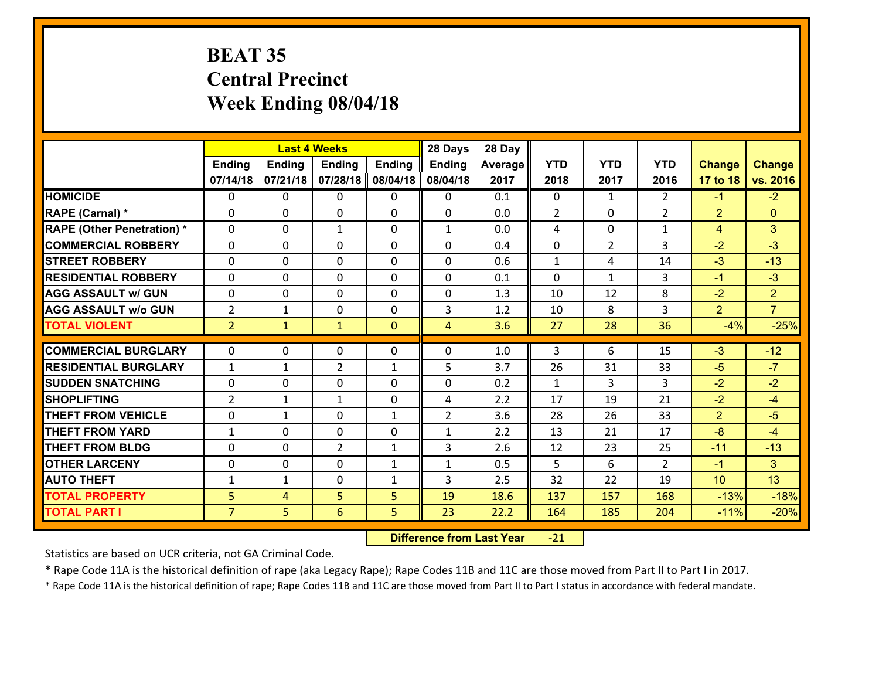# BEAT 35
# Central Precinct
# Week Ending 08/04/18

| | Last 4 Weeks | | | | 28 Days | 28 Day | | | | | |
|---|---|---|---|---|---|---|---|---|---|---|---|
| | Ending 07/14/18 | Ending 07/21/18 | Ending 07/28/18 | Ending 08/04/18 | Ending 08/04/18 | Average 2017 | YTD 2018 | YTD 2017 | YTD 2016 | Change 17 to 18 | Change vs. 2016 |
| HOMICIDE | 0 | 0 | 0 | 0 | 0 | 0.1 | 0 | 1 | 2 | -1 | -2 |
| RAPE (Carnal) * | 0 | 0 | 0 | 0 | 0 | 0.0 | 2 | 0 | 2 | 2 | 0 |
| RAPE (Other Penetration) * | 0 | 0 | 1 | 0 | 1 | 0.0 | 4 | 0 | 1 | 4 | 3 |
| COMMERCIAL ROBBERY | 0 | 0 | 0 | 0 | 0 | 0.4 | 0 | 2 | 3 | -2 | -3 |
| STREET ROBBERY | 0 | 0 | 0 | 0 | 0 | 0.6 | 1 | 4 | 14 | -3 | -13 |
| RESIDENTIAL ROBBERY | 0 | 0 | 0 | 0 | 0 | 0.1 | 0 | 1 | 3 | -1 | -3 |
| AGG ASSAULT w/ GUN | 0 | 0 | 0 | 0 | 0 | 1.3 | 10 | 12 | 8 | -2 | 2 |
| AGG ASSAULT w/o GUN | 2 | 1 | 0 | 0 | 3 | 1.2 | 10 | 8 | 3 | 2 | 7 |
| TOTAL VIOLENT | 2 | 1 | 1 | 0 | 4 | 3.6 | 27 | 28 | 36 | -4% | -25% |
| COMMERCIAL BURGLARY | 0 | 0 | 0 | 0 | 0 | 1.0 | 3 | 6 | 15 | -3 | -12 |
| RESIDENTIAL BURGLARY | 1 | 1 | 2 | 1 | 5 | 3.7 | 26 | 31 | 33 | -5 | -7 |
| SUDDEN SNATCHING | 0 | 0 | 0 | 0 | 0 | 0.2 | 1 | 3 | 3 | -2 | -2 |
| SHOPLIFTING | 2 | 1 | 1 | 0 | 4 | 2.2 | 17 | 19 | 21 | -2 | -4 |
| THEFT FROM VEHICLE | 0 | 1 | 0 | 1 | 2 | 3.6 | 28 | 26 | 33 | 2 | -5 |
| THEFT FROM YARD | 1 | 0 | 0 | 0 | 1 | 2.2 | 13 | 21 | 17 | -8 | -4 |
| THEFT FROM BLDG | 0 | 0 | 2 | 1 | 3 | 2.6 | 12 | 23 | 25 | -11 | -13 |
| OTHER LARCENY | 0 | 0 | 0 | 1 | 1 | 0.5 | 5 | 6 | 2 | -1 | 3 |
| AUTO THEFT | 1 | 1 | 0 | 1 | 3 | 2.5 | 32 | 22 | 19 | 10 | 13 |
| TOTAL PROPERTY | 5 | 4 | 5 | 5 | 19 | 18.6 | 137 | 157 | 168 | -13% | -18% |
| TOTAL PART I | 7 | 5 | 6 | 5 | 23 | 22.2 | 164 | 185 | 204 | -11% | -20% |

**Difference from Last Year** -21

Statistics are based on UCR criteria, not GA Criminal Code.

* Rape Code 11A is the historical definition of rape (aka Legacy Rape); Rape Codes 11B and 11C are those moved from Part II to Part I in 2017.

* Rape Code 11A is the historical definition of rape; Rape Codes 11B and 11C are those moved from Part II to Part I status in accordance with federal mandate.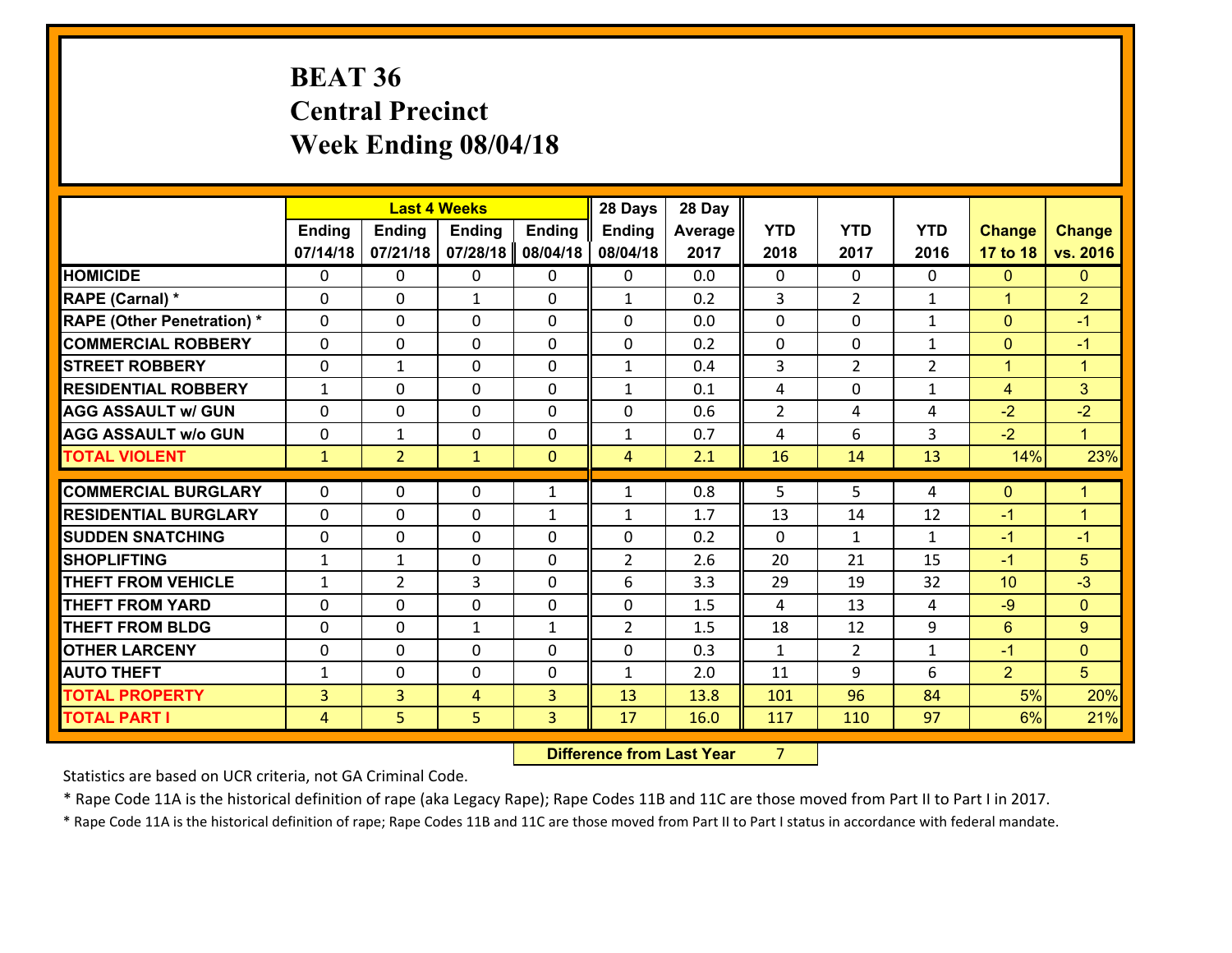# BEAT 36
# Central Precinct
# Week Ending 08/04/18

| | Last 4 Weeks | | | | 28 Days | 28 Day | | | | | |
|---|---|---|---|---|---|---|---|---|---|---|---|
| | Ending 07/14/18 | Ending 07/21/18 | Ending 07/28/18 | Ending 08/04/18 | Ending 08/04/18 | Average 2017 | YTD 2018 | YTD 2017 | YTD 2016 | Change 17 to 18 | Change vs. 2016 |
| HOMICIDE | 0 | 0 | 0 | 0 | 0 | 0.0 | 0 | 0 | 0 | 0 | 0 |
| RAPE (Carnal) * | 0 | 0 | 1 | 0 | 1 | 0.2 | 3 | 2 | 1 | 1 | 2 |
| RAPE (Other Penetration) * | 0 | 0 | 0 | 0 | 0 | 0.0 | 0 | 0 | 1 | 0 | -1 |
| COMMERCIAL ROBBERY | 0 | 0 | 0 | 0 | 0 | 0.2 | 0 | 0 | 1 | 0 | -1 |
| STREET ROBBERY | 0 | 1 | 0 | 0 | 1 | 0.4 | 3 | 2 | 2 | 1 | 1 |
| RESIDENTIAL ROBBERY | 1 | 0 | 0 | 0 | 1 | 0.1 | 4 | 0 | 1 | 4 | 3 |
| AGG ASSAULT w/ GUN | 0 | 0 | 0 | 0 | 0 | 0.6 | 2 | 4 | 4 | -2 | -2 |
| AGG ASSAULT w/o GUN | 0 | 1 | 0 | 0 | 1 | 0.7 | 4 | 6 | 3 | -2 | 1 |
| TOTAL VIOLENT | 1 | 2 | 1 | 0 | 4 | 2.1 | 16 | 14 | 13 | 14% | 23% |
| COMMERCIAL BURGLARY | 0 | 0 | 0 | 1 | 1 | 0.8 | 5 | 5 | 4 | 0 | 1 |
| RESIDENTIAL BURGLARY | 0 | 0 | 0 | 1 | 1 | 1.7 | 13 | 14 | 12 | -1 | 1 |
| SUDDEN SNATCHING | 0 | 0 | 0 | 0 | 0 | 0.2 | 0 | 1 | 1 | -1 | -1 |
| SHOPLIFTING | 1 | 1 | 0 | 0 | 2 | 2.6 | 20 | 21 | 15 | -1 | 5 |
| THEFT FROM VEHICLE | 1 | 2 | 3 | 0 | 6 | 3.3 | 29 | 19 | 32 | 10 | -3 |
| THEFT FROM YARD | 0 | 0 | 0 | 0 | 0 | 1.5 | 4 | 13 | 4 | -9 | 0 |
| THEFT FROM BLDG | 0 | 0 | 1 | 1 | 2 | 1.5 | 18 | 12 | 9 | 6 | 9 |
| OTHER LARCENY | 0 | 0 | 0 | 0 | 0 | 0.3 | 1 | 2 | 1 | -1 | 0 |
| AUTO THEFT | 1 | 0 | 0 | 0 | 1 | 2.0 | 11 | 9 | 6 | 2 | 5 |
| TOTAL PROPERTY | 3 | 3 | 4 | 3 | 13 | 13.8 | 101 | 96 | 84 | 5% | 20% |
| TOTAL PART I | 4 | 5 | 5 | 3 | 17 | 16.0 | 117 | 110 | 97 | 6% | 21% |

**Difference from Last Year** 7

Statistics are based on UCR criteria, not GA Criminal Code.

* Rape Code 11A is the historical definition of rape (aka Legacy Rape); Rape Codes 11B and 11C are those moved from Part II to Part I in 2017.

* Rape Code 11A is the historical definition of rape; Rape Codes 11B and 11C are those moved from Part II to Part I status in accordance with federal mandate.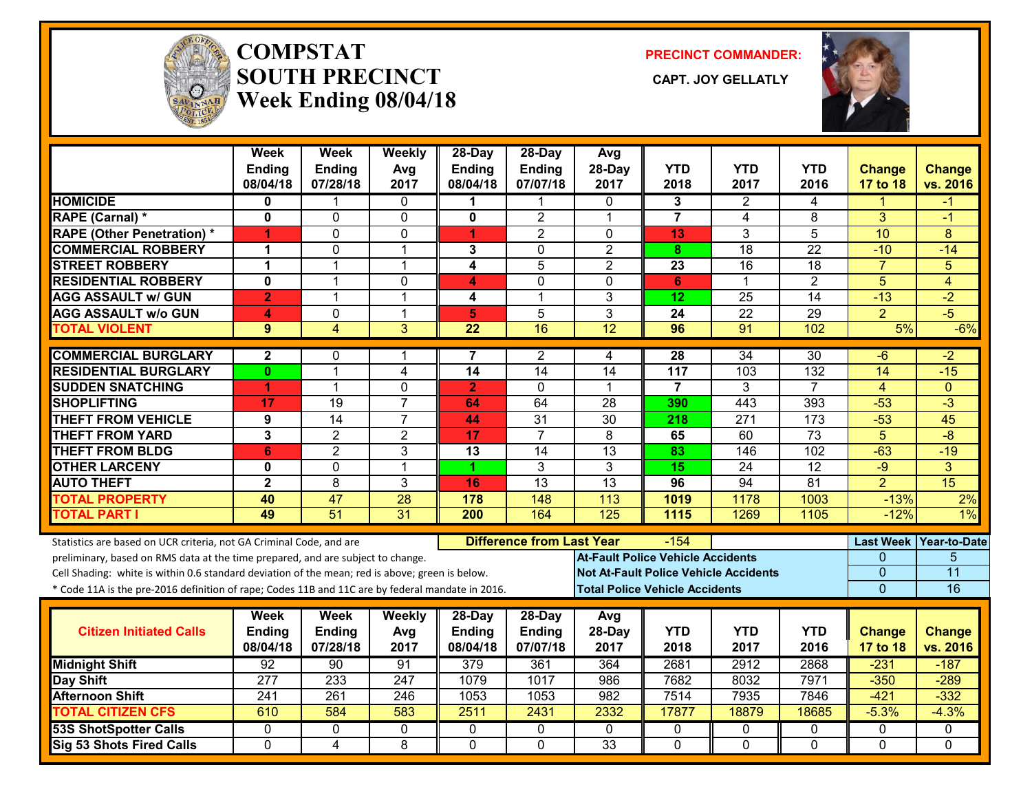# COMPSTAT SOUTH PRECINCT

## Week Ending 08/04/18

**PRECINCT COMMANDER:**

**CAPT. JOY GELLATLY**

| | Week Ending 08/04/18 | Week Ending 07/28/18 | Weekly Avg 2017 | 28-Day Ending 08/04/18 | 28-Day Ending 07/07/18 | Avg 28-Day 2017 | YTD 2018 | YTD 2017 | YTD 2016 | Change 17 to 18 | Change vs. 2016 |
|---|---|---|---|---|---|---|---|---|---|---|---|
| HOMICIDE | 0 | 1 | 0 | 1 | 1 | 0 | 3 | 2 | 4 | 1 | -1 |
| RAPE (Carnal) * | 0 | 0 | 0 | 0 | 2 | 1 | 7 | 4 | 8 | 3 | -1 |
| RAPE (Other Penetration) * | 1 | 0 | 0 | 1 | 2 | 0 | 13 | 3 | 5 | 10 | 8 |
| COMMERCIAL ROBBERY | 1 | 0 | 1 | 3 | 0 | 2 | 8 | 18 | 22 | -10 | -14 |
| STREET ROBBERY | 1 | 1 | 1 | 4 | 5 | 2 | 23 | 16 | 18 | 7 | 5 |
| RESIDENTIAL ROBBERY | 0 | 1 | 0 | 4 | 0 | 0 | 6 | 1 | 2 | 5 | 4 |
| AGG ASSAULT w/ GUN | 2 | 1 | 1 | 4 | 1 | 3 | 12 | 25 | 14 | -13 | -2 |
| AGG ASSAULT w/o GUN | 4 | 0 | 1 | 5 | 5 | 3 | 24 | 22 | 29 | 2 | -5 |
| TOTAL VIOLENT | 9 | 4 | 3 | 22 | 16 | 12 | 96 | 91 | 102 | 5% | -6% |
| COMMERCIAL BURGLARY | 2 | 0 | 1 | 7 | 2 | 4 | 28 | 34 | 30 | -6 | -2 |
| RESIDENTIAL BURGLARY | 0 | 1 | 4 | 14 | 14 | 14 | 117 | 103 | 132 | 14 | -15 |
| SUDDEN SNATCHING | 1 | 1 | 0 | 2 | 0 | 1 | 7 | 3 | 7 | 4 | 0 |
| SHOPLIFTING | 17 | 19 | 7 | 64 | 64 | 28 | 390 | 443 | 393 | -53 | -3 |
| THEFT FROM VEHICLE | 9 | 14 | 7 | 44 | 31 | 30 | 218 | 271 | 173 | -53 | 45 |
| THEFT FROM YARD | 3 | 2 | 2 | 17 | 7 | 8 | 65 | 60 | 73 | 5 | -8 |
| THEFT FROM BLDG | 6 | 2 | 3 | 13 | 14 | 13 | 83 | 146 | 102 | -63 | -19 |
| OTHER LARCENY | 0 | 0 | 1 | 1 | 3 | 3 | 15 | 24 | 12 | -9 | 3 |
| AUTO THEFT | 2 | 8 | 3 | 16 | 13 | 13 | 96 | 94 | 81 | 2 | 15 |
| TOTAL PROPERTY | 40 | 47 | 28 | 178 | 148 | 113 | 1019 | 1178 | 1003 | -13% | 2% |
| TOTAL PART I | 49 | 51 | 31 | 200 | 164 | 125 | 1115 | 1269 | 1105 | -12% | 1% |

Statistics are based on UCR criteria, not GA Criminal Code, and are preliminary, based on RMS data at the time prepared, and are subject to change.
Cell Shading: white is within 0.6 standard deviation of the mean; red is above; green is below.
* Code 11A is the pre-2016 definition of rape; Codes 11B and 11C are by federal mandate in 2016.

**Difference from Last Year:** -154

| | Last Week | Year-to-Date |
|---|---|---|
| At-Fault Police Vehicle Accidents | 0 | 5 |
| Not At-Fault Police Vehicle Accidents | 0 | 11 |
| Total Police Vehicle Accidents | 0 | 16 |

| Citizen Initiated Calls | Week Ending 08/04/18 | Week Ending 07/28/18 | Weekly Avg 2017 | 28-Day Ending 08/04/18 | 28-Day Ending 07/07/18 | Avg 28-Day 2017 | YTD 2018 | YTD 2017 | YTD 2016 | Change 17 to 18 | Change vs. 2016 |
|---|---|---|---|---|---|---|---|---|---|---|---|
| Midnight Shift | 92 | 90 | 91 | 379 | 361 | 364 | 2681 | 2912 | 2868 | -231 | -187 |
| Day Shift | 277 | 233 | 247 | 1079 | 1017 | 986 | 7682 | 8032 | 7971 | -350 | -289 |
| Afternoon Shift | 241 | 261 | 246 | 1053 | 1053 | 982 | 7514 | 7935 | 7846 | -421 | -332 |
| TOTAL CITIZEN CFS | 610 | 584 | 583 | 2511 | 2431 | 2332 | 17877 | 18879 | 18685 | -5.3% | -4.3% |
| 53S ShotSpotter Calls | 0 | 0 | 0 | 0 | 0 | 0 | 0 | 0 | 0 | 0 | 0 |
| Sig 53 Shots Fired Calls | 0 | 4 | 8 | 0 | 0 | 33 | 0 | 0 | 0 | 0 | 0 |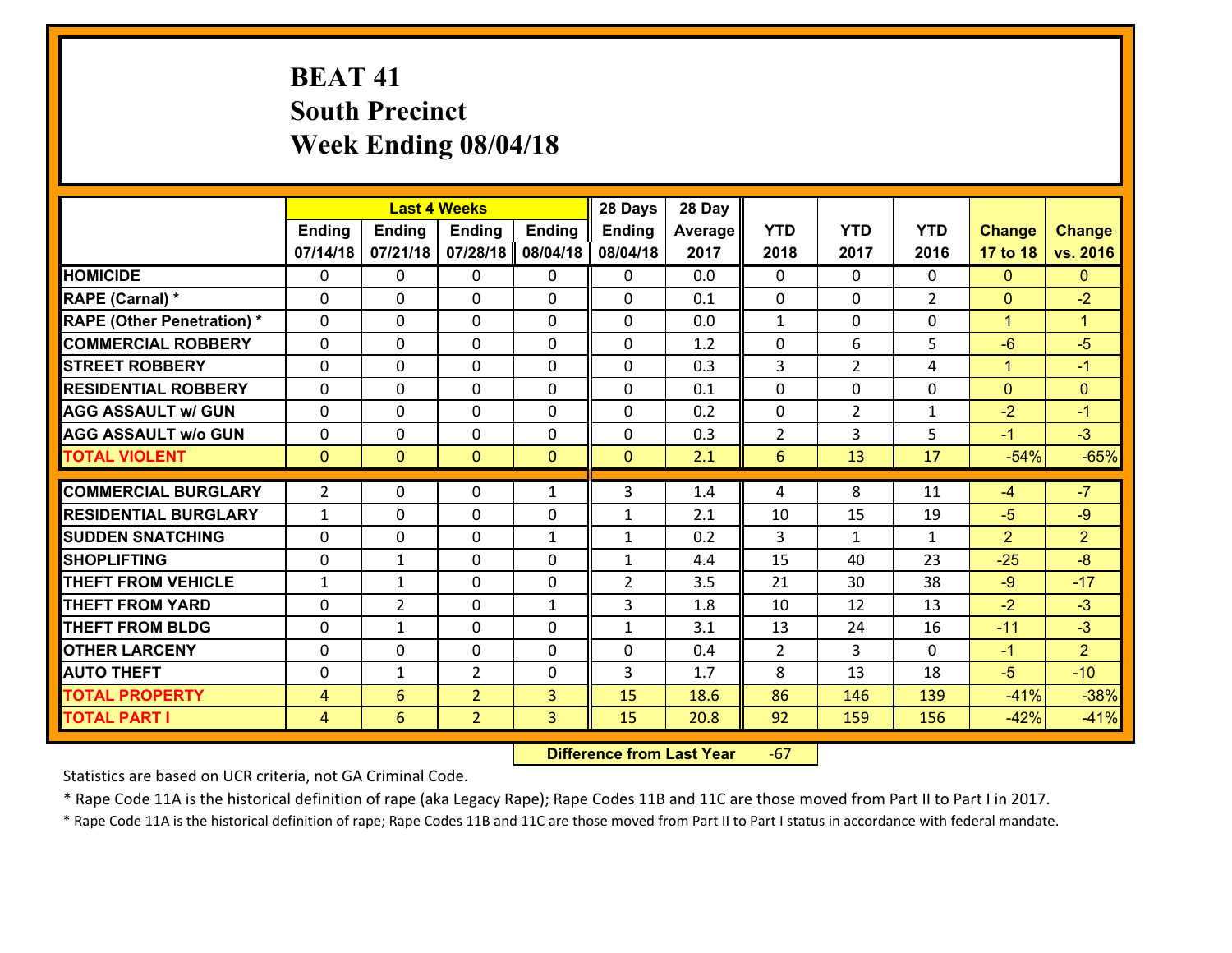# BEAT 41
## South Precinct
## Week Ending 08/04/18

| | Last 4 Weeks | | | | 28 Days | 28 Day | | | | | |
|---|---|---|---|---|---|---|---|---|---|---|---|
| | Ending 07/14/18 | Ending 07/21/18 | Ending 07/28/18 | Ending 08/04/18 | Ending 08/04/18 | Average 2017 | YTD 2018 | YTD 2017 | YTD 2016 | Change 17 to 18 | Change vs. 2016 |
| **HOMICIDE** | 0 | 0 | 0 | 0 | 0 | 0.0 | 0 | 0 | 0 | 0 | 0 |
| **RAPE (Carnal) *** | 0 | 0 | 0 | 0 | 0 | 0.1 | 0 | 0 | 2 | 0 | -2 |
| **RAPE (Other Penetration) *** | 0 | 0 | 0 | 0 | 0 | 0.0 | 1 | 0 | 0 | 1 | 1 |
| **COMMERCIAL ROBBERY** | 0 | 0 | 0 | 0 | 0 | 1.2 | 0 | 6 | 5 | -6 | -5 |
| **STREET ROBBERY** | 0 | 0 | 0 | 0 | 0 | 0.3 | 3 | 2 | 4 | 1 | -1 |
| **RESIDENTIAL ROBBERY** | 0 | 0 | 0 | 0 | 0 | 0.1 | 0 | 0 | 0 | 0 | 0 |
| **AGG ASSAULT w/ GUN** | 0 | 0 | 0 | 0 | 0 | 0.2 | 0 | 2 | 1 | -2 | -1 |
| **AGG ASSAULT w/o GUN** | 0 | 0 | 0 | 0 | 0 | 0.3 | 2 | 3 | 5 | -1 | -3 |
| **TOTAL VIOLENT** | 0 | 0 | 0 | 0 | 0 | 2.1 | 6 | 13 | 17 | -54% | -65% |
| **COMMERCIAL BURGLARY** | 2 | 0 | 0 | 1 | 3 | 1.4 | 4 | 8 | 11 | -4 | -7 |
| **RESIDENTIAL BURGLARY** | 1 | 0 | 0 | 0 | 1 | 2.1 | 10 | 15 | 19 | -5 | -9 |
| **SUDDEN SNATCHING** | 0 | 0 | 0 | 1 | 1 | 0.2 | 3 | 1 | 1 | 2 | 2 |
| **SHOPLIFTING** | 0 | 1 | 0 | 0 | 1 | 4.4 | 15 | 40 | 23 | -25 | -8 |
| **THEFT FROM VEHICLE** | 1 | 1 | 0 | 0 | 2 | 3.5 | 21 | 30 | 38 | -9 | -17 |
| **THEFT FROM YARD** | 0 | 2 | 0 | 1 | 3 | 1.8 | 10 | 12 | 13 | -2 | -3 |
| **THEFT FROM BLDG** | 0 | 1 | 0 | 0 | 1 | 3.1 | 13 | 24 | 16 | -11 | -3 |
| **OTHER LARCENY** | 0 | 0 | 0 | 0 | 0 | 0.4 | 2 | 3 | 0 | -1 | 2 |
| **AUTO THEFT** | 0 | 1 | 2 | 0 | 3 | 1.7 | 8 | 13 | 18 | -5 | -10 |
| **TOTAL PROPERTY** | 4 | 6 | 2 | 3 | 15 | 18.6 | 86 | 146 | 139 | -41% | -38% |
| **TOTAL PART I** | 4 | 6 | 2 | 3 | 15 | 20.8 | 92 | 159 | 156 | -42% | -41% |

**Difference from Last Year** -67

Statistics are based on UCR criteria, not GA Criminal Code.

* Rape Code 11A is the historical definition of rape (aka Legacy Rape); Rape Codes 11B and 11C are those moved from Part II to Part I in 2017.

* Rape Code 11A is the historical definition of rape; Rape Codes 11B and 11C are those moved from Part II to Part I status in accordance with federal mandate.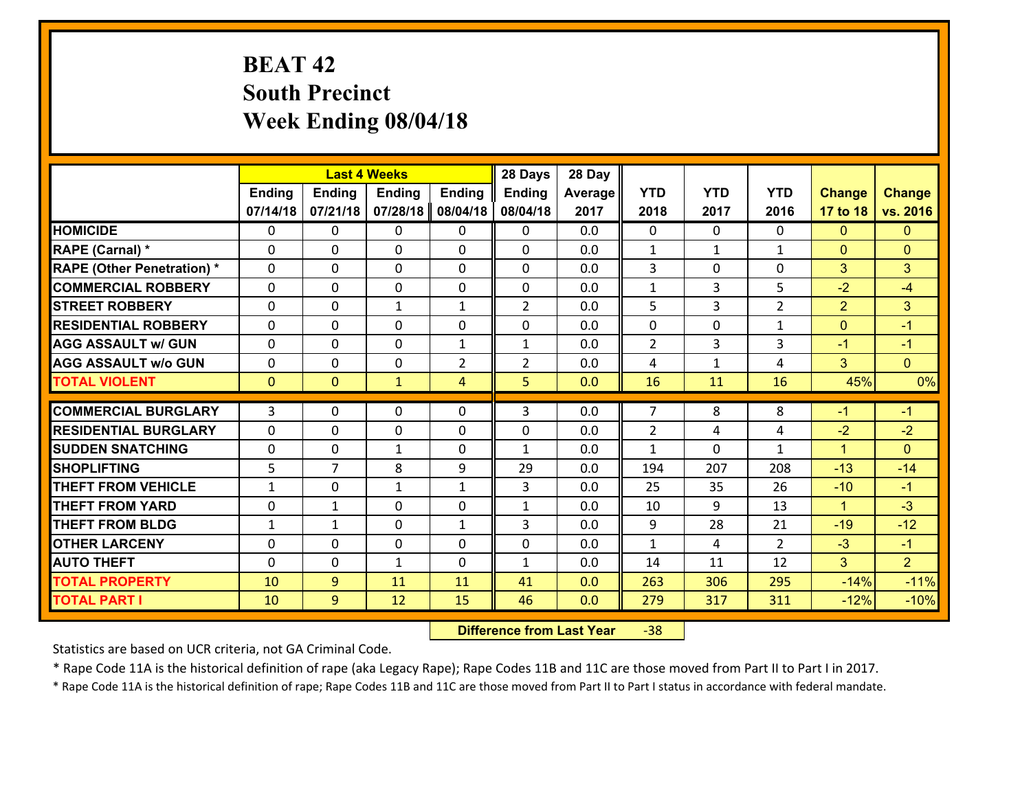# BEAT 42
## South Precinct
## Week Ending 08/04/18

| | Last 4 Weeks | | | | 28 Days | 28 Day | | | | | |
|---|---|---|---|---|---|---|---|---|---|---|---|
| | Ending 07/14/18 | Ending 07/21/18 | Ending 07/28/18 | Ending 08/04/18 | Ending 08/04/18 | Average 2017 | YTD 2018 | YTD 2017 | YTD 2016 | Change 17 to 18 | Change vs. 2016 |
| HOMICIDE | 0 | 0 | 0 | 0 | 0 | 0.0 | 0 | 0 | 0 | 0 | 0 |
| RAPE (Carnal) * | 0 | 0 | 0 | 0 | 0 | 0.0 | 1 | 1 | 1 | 0 | 0 |
| RAPE (Other Penetration) * | 0 | 0 | 0 | 0 | 0 | 0.0 | 3 | 0 | 0 | 3 | 3 |
| COMMERCIAL ROBBERY | 0 | 0 | 0 | 0 | 0 | 0.0 | 1 | 3 | 5 | -2 | -4 |
| STREET ROBBERY | 0 | 0 | 1 | 1 | 2 | 0.0 | 5 | 3 | 2 | 2 | 3 |
| RESIDENTIAL ROBBERY | 0 | 0 | 0 | 0 | 0 | 0.0 | 0 | 0 | 1 | 0 | -1 |
| AGG ASSAULT w/ GUN | 0 | 0 | 0 | 1 | 1 | 0.0 | 2 | 3 | 3 | -1 | -1 |
| AGG ASSAULT w/o GUN | 0 | 0 | 0 | 2 | 2 | 0.0 | 4 | 1 | 4 | 3 | 0 |
| TOTAL VIOLENT | 0 | 0 | 1 | 4 | 5 | 0.0 | 16 | 11 | 16 | 45% | 0% |
| COMMERCIAL BURGLARY | 3 | 0 | 0 | 0 | 3 | 0.0 | 7 | 8 | 8 | -1 | -1 |
| RESIDENTIAL BURGLARY | 0 | 0 | 0 | 0 | 0 | 0.0 | 2 | 4 | 4 | -2 | -2 |
| SUDDEN SNATCHING | 0 | 0 | 1 | 0 | 1 | 0.0 | 1 | 0 | 1 | 1 | 0 |
| SHOPLIFTING | 5 | 7 | 8 | 9 | 29 | 0.0 | 194 | 207 | 208 | -13 | -14 |
| THEFT FROM VEHICLE | 1 | 0 | 1 | 1 | 3 | 0.0 | 25 | 35 | 26 | -10 | -1 |
| THEFT FROM YARD | 0 | 1 | 0 | 0 | 1 | 0.0 | 10 | 9 | 13 | 1 | -3 |
| THEFT FROM BLDG | 1 | 1 | 0 | 1 | 3 | 0.0 | 9 | 28 | 21 | -19 | -12 |
| OTHER LARCENY | 0 | 0 | 0 | 0 | 0 | 0.0 | 1 | 4 | 2 | -3 | -1 |
| AUTO THEFT | 0 | 0 | 1 | 0 | 1 | 0.0 | 14 | 11 | 12 | 3 | 2 |
| TOTAL PROPERTY | 10 | 9 | 11 | 11 | 41 | 0.0 | 263 | 306 | 295 | -14% | -11% |
| TOTAL PART I | 10 | 9 | 12 | 15 | 46 | 0.0 | 279 | 317 | 311 | -12% | -10% |

**Difference from Last Year** -38

Statistics are based on UCR criteria, not GA Criminal Code.

* Rape Code 11A is the historical definition of rape (aka Legacy Rape); Rape Codes 11B and 11C are those moved from Part II to Part I in 2017.

* Rape Code 11A is the historical definition of rape; Rape Codes 11B and 11C are those moved from Part II to Part I status in accordance with federal mandate.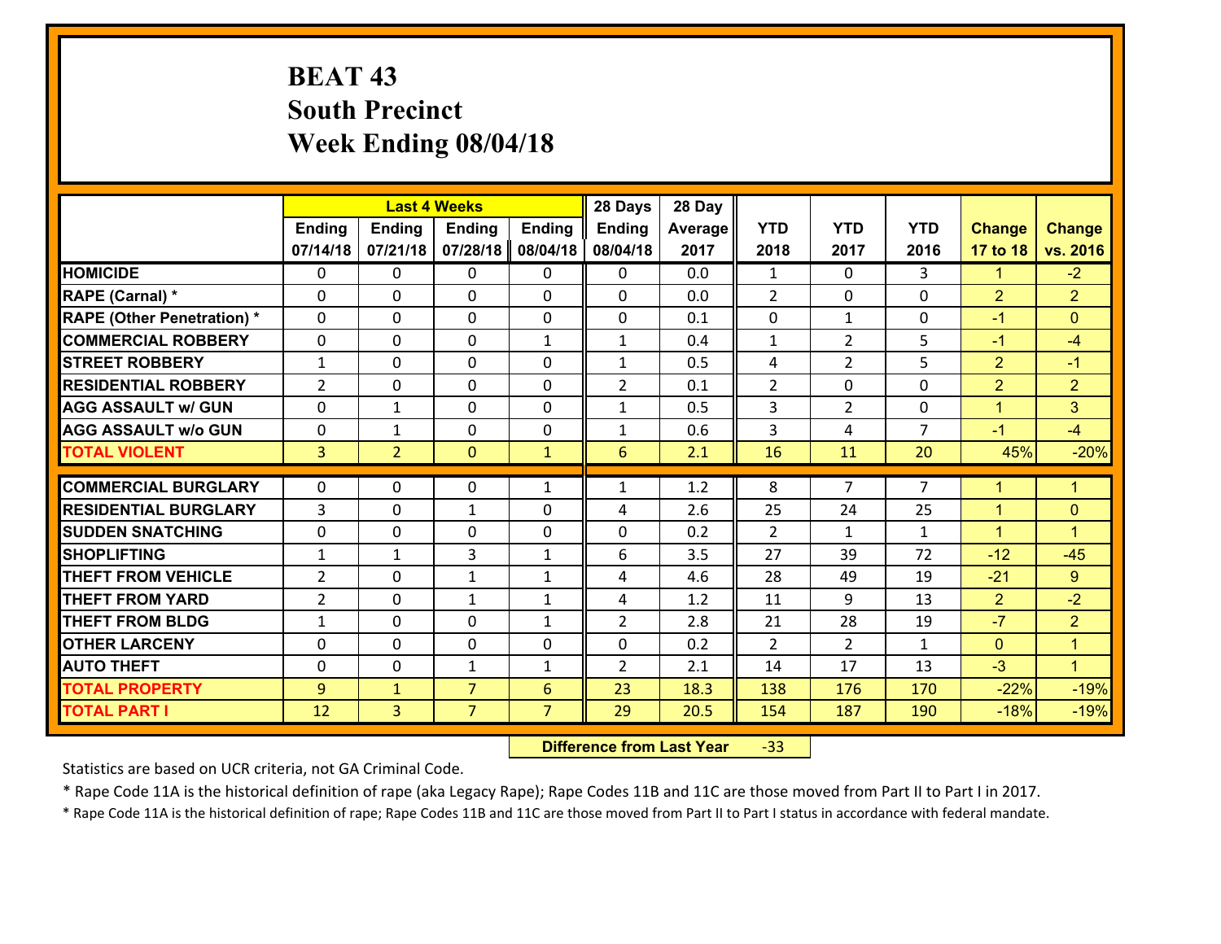# BEAT 43
## South Precinct
## Week Ending 08/04/18

| | Last 4 Weeks | | | | 28 Days | 28 Day | | | | | |
|---|---|---|---|---|---|---|---|---|---|---|---|
| | Ending 07/14/18 | Ending 07/21/18 | Ending 07/28/18 | Ending 08/04/18 | Ending 08/04/18 | Average 2017 | YTD 2018 | YTD 2017 | YTD 2016 | Change 17 to 18 | Change vs. 2016 |
| HOMICIDE | 0 | 0 | 0 | 0 | 0 | 0.0 | 1 | 0 | 3 | 1 | -2 |
| RAPE (Carnal) * | 0 | 0 | 0 | 0 | 0 | 0.0 | 2 | 0 | 0 | 2 | 2 |
| RAPE (Other Penetration) * | 0 | 0 | 0 | 0 | 0 | 0.1 | 0 | 1 | 0 | -1 | 0 |
| COMMERCIAL ROBBERY | 0 | 0 | 0 | 1 | 1 | 0.4 | 1 | 2 | 5 | -1 | -4 |
| STREET ROBBERY | 1 | 0 | 0 | 0 | 1 | 0.5 | 4 | 2 | 5 | 2 | -1 |
| RESIDENTIAL ROBBERY | 2 | 0 | 0 | 0 | 2 | 0.1 | 2 | 0 | 0 | 2 | 2 |
| AGG ASSAULT w/ GUN | 0 | 1 | 0 | 0 | 1 | 0.5 | 3 | 2 | 0 | 1 | 3 |
| AGG ASSAULT w/o GUN | 0 | 1 | 0 | 0 | 1 | 0.6 | 3 | 4 | 7 | -1 | -4 |
| TOTAL VIOLENT | 3 | 2 | 0 | 1 | 6 | 2.1 | 16 | 11 | 20 | 45% | -20% |
| COMMERCIAL BURGLARY | 0 | 0 | 0 | 1 | 1 | 1.2 | 8 | 7 | 7 | 1 | 1 |
| RESIDENTIAL BURGLARY | 3 | 0 | 1 | 0 | 4 | 2.6 | 25 | 24 | 25 | 1 | 0 |
| SUDDEN SNATCHING | 0 | 0 | 0 | 0 | 0 | 0.2 | 2 | 1 | 1 | 1 | 1 |
| SHOPLIFTING | 1 | 1 | 3 | 1 | 6 | 3.5 | 27 | 39 | 72 | -12 | -45 |
| THEFT FROM VEHICLE | 2 | 0 | 1 | 1 | 4 | 4.6 | 28 | 49 | 19 | -21 | 9 |
| THEFT FROM YARD | 2 | 0 | 1 | 1 | 4 | 1.2 | 11 | 9 | 13 | 2 | -2 |
| THEFT FROM BLDG | 1 | 0 | 0 | 1 | 2 | 2.8 | 21 | 28 | 19 | -7 | 2 |
| OTHER LARCENY | 0 | 0 | 0 | 0 | 0 | 0.2 | 2 | 2 | 1 | 0 | 1 |
| AUTO THEFT | 0 | 0 | 1 | 1 | 2 | 2.1 | 14 | 17 | 13 | -3 | 1 |
| TOTAL PROPERTY | 9 | 1 | 7 | 6 | 23 | 18.3 | 138 | 176 | 170 | -22% | -19% |
| TOTAL PART I | 12 | 3 | 7 | 7 | 29 | 20.5 | 154 | 187 | 190 | -18% | -19% |

**Difference from Last Year** -33

Statistics are based on UCR criteria, not GA Criminal Code.

* Rape Code 11A is the historical definition of rape (aka Legacy Rape); Rape Codes 11B and 11C are those moved from Part II to Part I in 2017.

* Rape Code 11A is the historical definition of rape; Rape Codes 11B and 11C are those moved from Part II to Part I status in accordance with federal mandate.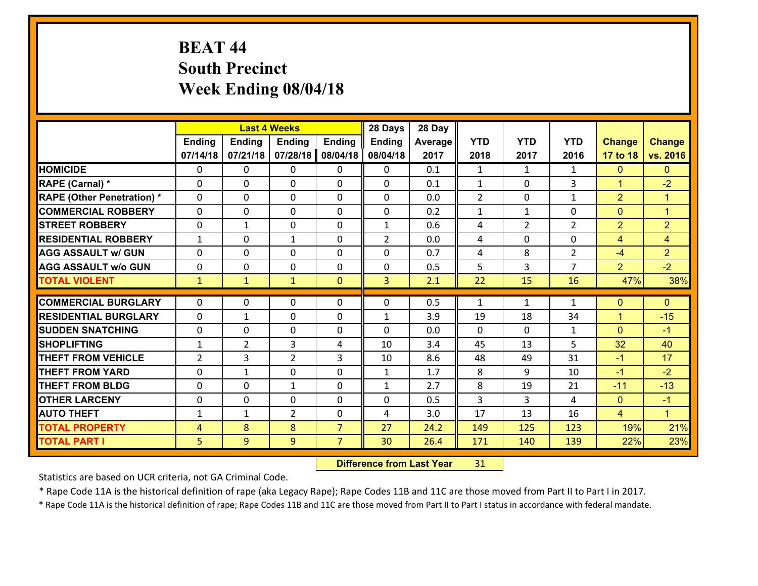# BEAT 44
## South Precinct
## Week Ending 08/04/18

| | Last 4 Weeks | | | | 28 Days | 28 Day | | | | | |
|---|---|---|---|---|---|---|---|---|---|---|---|
| | Ending 07/14/18 | Ending 07/21/18 | Ending 07/28/18 | Ending 08/04/18 | Ending 08/04/18 | Average 2017 | YTD 2018 | YTD 2017 | YTD 2016 | Change 17 to 18 | Change vs. 2016 |
| HOMICIDE | 0 | 0 | 0 | 0 | 0 | 0.1 | 1 | 1 | 1 | 0 | 0 |
| RAPE (Carnal) * | 0 | 0 | 0 | 0 | 0 | 0.1 | 1 | 0 | 3 | 1 | -2 |
| RAPE (Other Penetration) * | 0 | 0 | 0 | 0 | 0 | 0.0 | 2 | 0 | 1 | 2 | 1 |
| COMMERCIAL ROBBERY | 0 | 0 | 0 | 0 | 0 | 0.2 | 1 | 1 | 0 | 0 | 1 |
| STREET ROBBERY | 0 | 1 | 0 | 0 | 1 | 0.6 | 4 | 2 | 2 | 2 | 2 |
| RESIDENTIAL ROBBERY | 1 | 0 | 1 | 0 | 2 | 0.0 | 4 | 0 | 0 | 4 | 4 |
| AGG ASSAULT w/ GUN | 0 | 0 | 0 | 0 | 0 | 0.7 | 4 | 8 | 2 | -4 | 2 |
| AGG ASSAULT w/o GUN | 0 | 0 | 0 | 0 | 0 | 0.5 | 5 | 3 | 7 | 2 | -2 |
| TOTAL VIOLENT | 1 | 1 | 1 | 0 | 3 | 2.1 | 22 | 15 | 16 | 47% | 38% |
| COMMERCIAL BURGLARY | 0 | 0 | 0 | 0 | 0 | 0.5 | 1 | 1 | 1 | 0 | 0 |
| RESIDENTIAL BURGLARY | 0 | 1 | 0 | 0 | 1 | 3.9 | 19 | 18 | 34 | 1 | -15 |
| SUDDEN SNATCHING | 0 | 0 | 0 | 0 | 0 | 0.0 | 0 | 0 | 1 | 0 | -1 |
| SHOPLIFTING | 1 | 2 | 3 | 4 | 10 | 3.4 | 45 | 13 | 5 | 32 | 40 |
| THEFT FROM VEHICLE | 2 | 3 | 2 | 3 | 10 | 8.6 | 48 | 49 | 31 | -1 | 17 |
| THEFT FROM YARD | 0 | 1 | 0 | 0 | 1 | 1.7 | 8 | 9 | 10 | -1 | -2 |
| THEFT FROM BLDG | 0 | 0 | 1 | 0 | 1 | 2.7 | 8 | 19 | 21 | -11 | -13 |
| OTHER LARCENY | 0 | 0 | 0 | 0 | 0 | 0.5 | 3 | 3 | 4 | 0 | -1 |
| AUTO THEFT | 1 | 1 | 2 | 0 | 4 | 3.0 | 17 | 13 | 16 | 4 | 1 |
| TOTAL PROPERTY | 4 | 8 | 8 | 7 | 27 | 24.2 | 149 | 125 | 123 | 19% | 21% |
| TOTAL PART I | 5 | 9 | 9 | 7 | 30 | 26.4 | 171 | 140 | 139 | 22% | 23% |

**Difference from Last Year** 31

Statistics are based on UCR criteria, not GA Criminal Code.

* Rape Code 11A is the historical definition of rape (aka Legacy Rape); Rape Codes 11B and 11C are those moved from Part II to Part I in 2017.

* Rape Code 11A is the historical definition of rape; Rape Codes 11B and 11C are those moved from Part II to Part I status in accordance with federal mandate.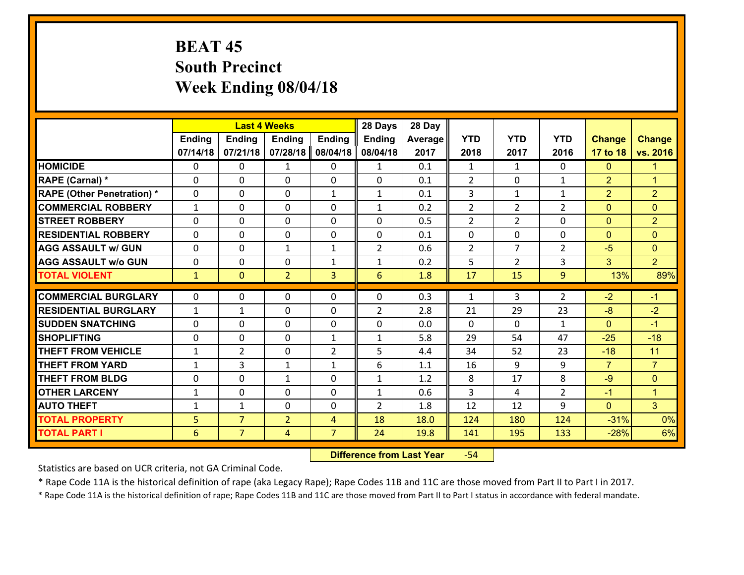# BEAT 45
## South Precinct
## Week Ending 08/04/18

| | Last 4 Weeks | | | | 28 Days | 28 Day | | | | | |
|---|---|---|---|---|---|---|---|---|---|---|---|
| | Ending 07/14/18 | Ending 07/21/18 | Ending 07/28/18 | Ending 08/04/18 | Ending 08/04/18 | Average 2017 | YTD 2018 | YTD 2017 | YTD 2016 | Change 17 to 18 | Change vs. 2016 |
| HOMICIDE | 0 | 0 | 1 | 0 | 1 | 0.1 | 1 | 1 | 0 | 0 | 1 |
| RAPE (Carnal) * | 0 | 0 | 0 | 0 | 0 | 0.1 | 2 | 0 | 1 | 2 | 1 |
| RAPE (Other Penetration) * | 0 | 0 | 0 | 1 | 1 | 0.1 | 3 | 1 | 1 | 2 | 2 |
| COMMERCIAL ROBBERY | 1 | 0 | 0 | 0 | 1 | 0.2 | 2 | 2 | 2 | 0 | 0 |
| STREET ROBBERY | 0 | 0 | 0 | 0 | 0 | 0.5 | 2 | 2 | 0 | 0 | 2 |
| RESIDENTIAL ROBBERY | 0 | 0 | 0 | 0 | 0 | 0.1 | 0 | 0 | 0 | 0 | 0 |
| AGG ASSAULT w/ GUN | 0 | 0 | 1 | 1 | 2 | 0.6 | 2 | 7 | 2 | -5 | 0 |
| AGG ASSAULT w/o GUN | 0 | 0 | 0 | 1 | 1 | 0.2 | 5 | 2 | 3 | 3 | 2 |
| TOTAL VIOLENT | 1 | 0 | 2 | 3 | 6 | 1.8 | 17 | 15 | 9 | 13% | 89% |
| COMMERCIAL BURGLARY | 0 | 0 | 0 | 0 | 0 | 0.3 | 1 | 3 | 2 | -2 | -1 |
| RESIDENTIAL BURGLARY | 1 | 1 | 0 | 0 | 2 | 2.8 | 21 | 29 | 23 | -8 | -2 |
| SUDDEN SNATCHING | 0 | 0 | 0 | 0 | 0 | 0.0 | 0 | 0 | 1 | 0 | -1 |
| SHOPLIFTING | 0 | 0 | 0 | 1 | 1 | 5.8 | 29 | 54 | 47 | -25 | -18 |
| THEFT FROM VEHICLE | 1 | 2 | 0 | 2 | 5 | 4.4 | 34 | 52 | 23 | -18 | 11 |
| THEFT FROM YARD | 1 | 3 | 1 | 1 | 6 | 1.1 | 16 | 9 | 9 | 7 | 7 |
| THEFT FROM BLDG | 0 | 0 | 1 | 0 | 1 | 1.2 | 8 | 17 | 8 | -9 | 0 |
| OTHER LARCENY | 1 | 0 | 0 | 0 | 1 | 0.6 | 3 | 4 | 2 | -1 | 1 |
| AUTO THEFT | 1 | 1 | 0 | 0 | 2 | 1.8 | 12 | 12 | 9 | 0 | 3 |
| TOTAL PROPERTY | 5 | 7 | 2 | 4 | 18 | 18.0 | 124 | 180 | 124 | -31% | 0% |
| TOTAL PART I | 6 | 7 | 4 | 7 | 24 | 19.8 | 141 | 195 | 133 | -28% | 6% |

**Difference from Last Year** -54

Statistics are based on UCR criteria, not GA Criminal Code.

* Rape Code 11A is the historical definition of rape (aka Legacy Rape); Rape Codes 11B and 11C are those moved from Part II to Part I in 2017.

* Rape Code 11A is the historical definition of rape; Rape Codes 11B and 11C are those moved from Part II to Part I status in accordance with federal mandate.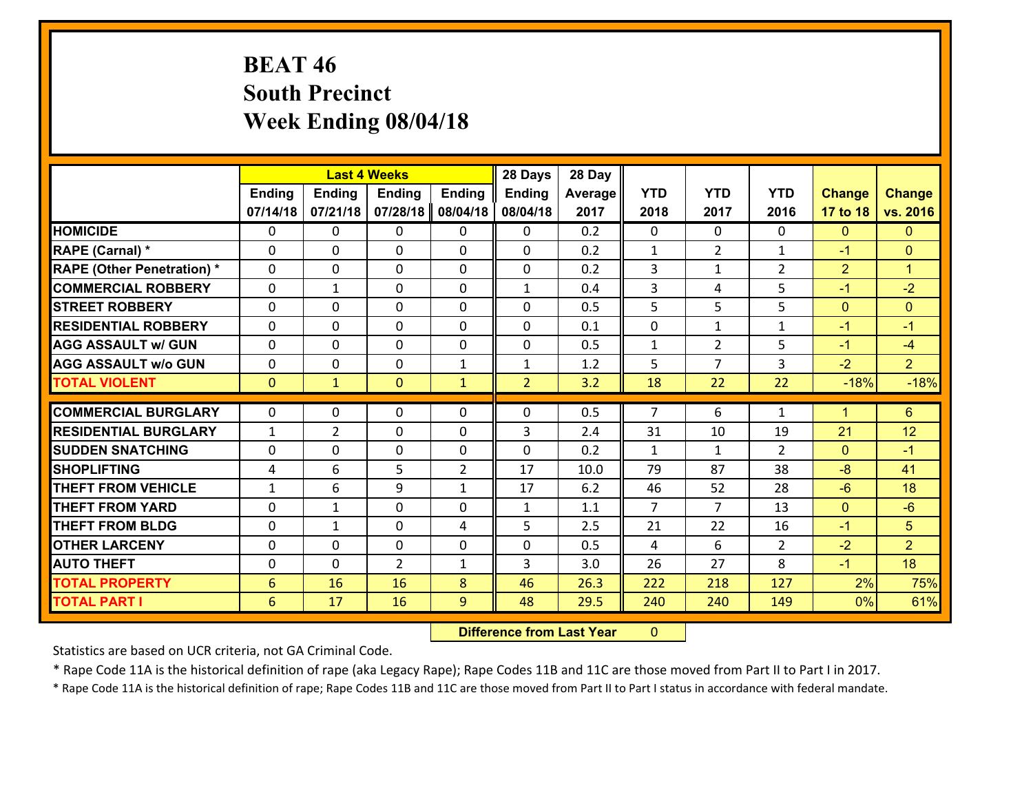# BEAT 46
## South Precinct
## Week Ending 08/04/18

| | Last 4 Weeks | | | | 28 Days | 28 Day | | | | | |
|---|---|---|---|---|---|---|---|---|---|---|---|
| | Ending 07/14/18 | Ending 07/21/18 | Ending 07/28/18 | Ending 08/04/18 | Ending 08/04/18 | Average 2017 | YTD 2018 | YTD 2017 | YTD 2016 | Change 17 to 18 | Change vs. 2016 |
| **HOMICIDE** | 0 | 0 | 0 | 0 | 0 | 0.2 | 0 | 0 | 0 | 0 | 0 |
| **RAPE (Carnal) *** | 0 | 0 | 0 | 0 | 0 | 0.2 | 1 | 2 | 1 | -1 | 0 |
| **RAPE (Other Penetration) *** | 0 | 0 | 0 | 0 | 0 | 0.2 | 3 | 1 | 2 | 2 | 1 |
| **COMMERCIAL ROBBERY** | 0 | 1 | 0 | 0 | 1 | 0.4 | 3 | 4 | 5 | -1 | -2 |
| **STREET ROBBERY** | 0 | 0 | 0 | 0 | 0 | 0.5 | 5 | 5 | 5 | 0 | 0 |
| **RESIDENTIAL ROBBERY** | 0 | 0 | 0 | 0 | 0 | 0.1 | 0 | 1 | 1 | -1 | -1 |
| **AGG ASSAULT w/ GUN** | 0 | 0 | 0 | 0 | 0 | 0.5 | 1 | 2 | 5 | -1 | -4 |
| **AGG ASSAULT w/o GUN** | 0 | 0 | 0 | 1 | 1 | 1.2 | 5 | 7 | 3 | -2 | 2 |
| **TOTAL VIOLENT** | 0 | 1 | 0 | 1 | 2 | 3.2 | 18 | 22 | 22 | -18% | -18% |
| **COMMERCIAL BURGLARY** | 0 | 0 | 0 | 0 | 0 | 0.5 | 7 | 6 | 1 | 1 | 6 |
| **RESIDENTIAL BURGLARY** | 1 | 2 | 0 | 0 | 3 | 2.4 | 31 | 10 | 19 | 21 | 12 |
| **SUDDEN SNATCHING** | 0 | 0 | 0 | 0 | 0 | 0.2 | 1 | 1 | 2 | 0 | -1 |
| **SHOPLIFTING** | 4 | 6 | 5 | 2 | 17 | 10.0 | 79 | 87 | 38 | -8 | 41 |
| **THEFT FROM VEHICLE** | 1 | 6 | 9 | 1 | 17 | 6.2 | 46 | 52 | 28 | -6 | 18 |
| **THEFT FROM YARD** | 0 | 1 | 0 | 0 | 1 | 1.1 | 7 | 7 | 13 | 0 | -6 |
| **THEFT FROM BLDG** | 0 | 1 | 0 | 4 | 5 | 2.5 | 21 | 22 | 16 | -1 | 5 |
| **OTHER LARCENY** | 0 | 0 | 0 | 0 | 0 | 0.5 | 4 | 6 | 2 | -2 | 2 |
| **AUTO THEFT** | 0 | 0 | 2 | 1 | 3 | 3.0 | 26 | 27 | 8 | -1 | 18 |
| **TOTAL PROPERTY** | 6 | 16 | 16 | 8 | 46 | 26.3 | 222 | 218 | 127 | 2% | 75% |
| **TOTAL PART I** | 6 | 17 | 16 | 9 | 48 | 29.5 | 240 | 240 | 149 | 0% | 61% |

**Difference from Last Year** 0

Statistics are based on UCR criteria, not GA Criminal Code.

* Rape Code 11A is the historical definition of rape (aka Legacy Rape); Rape Codes 11B and 11C are those moved from Part II to Part I in 2017.

* Rape Code 11A is the historical definition of rape; Rape Codes 11B and 11C are those moved from Part II to Part I status in accordance with federal mandate.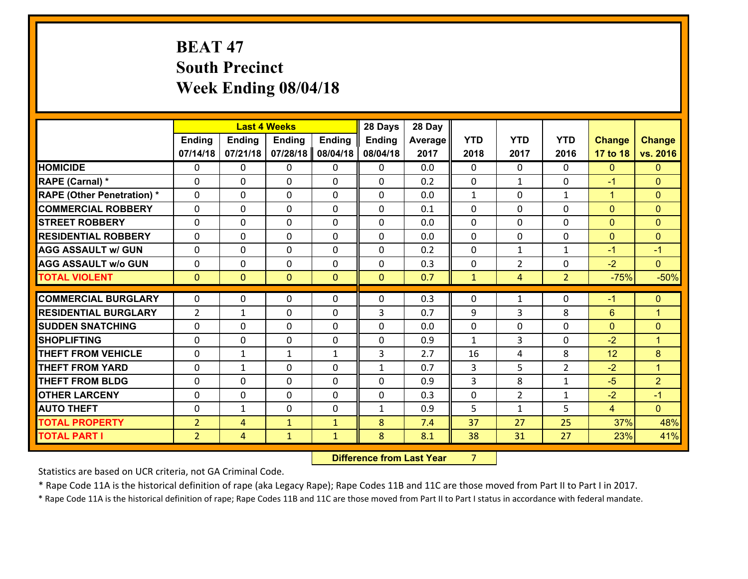# BEAT 47
## South Precinct
## Week Ending 08/04/18

| | Last 4 Weeks | | | | 28 Days | 28 Day | | | | | |
|---|---|---|---|---|---|---|---|---|---|---|---|
| | Ending 07/14/18 | Ending 07/21/18 | Ending 07/28/18 | Ending 08/04/18 | Ending 08/04/18 | Average 2017 | YTD 2018 | YTD 2017 | YTD 2016 | Change 17 to 18 | Change vs. 2016 |
| **HOMICIDE** | 0 | 0 | 0 | 0 | 0 | 0.0 | 0 | 0 | 0 | 0 | 0 |
| **RAPE (Carnal) *** | 0 | 0 | 0 | 0 | 0 | 0.2 | 0 | 1 | 0 | -1 | 0 |
| **RAPE (Other Penetration) *** | 0 | 0 | 0 | 0 | 0 | 0.0 | 1 | 0 | 1 | 1 | 0 |
| **COMMERCIAL ROBBERY** | 0 | 0 | 0 | 0 | 0 | 0.1 | 0 | 0 | 0 | 0 | 0 |
| **STREET ROBBERY** | 0 | 0 | 0 | 0 | 0 | 0.0 | 0 | 0 | 0 | 0 | 0 |
| **RESIDENTIAL ROBBERY** | 0 | 0 | 0 | 0 | 0 | 0.0 | 0 | 0 | 0 | 0 | 0 |
| **AGG ASSAULT w/ GUN** | 0 | 0 | 0 | 0 | 0 | 0.2 | 0 | 1 | 1 | -1 | -1 |
| **AGG ASSAULT w/o GUN** | 0 | 0 | 0 | 0 | 0 | 0.3 | 0 | 2 | 0 | -2 | 0 |
| **TOTAL VIOLENT** | 0 | 0 | 0 | 0 | 0 | 0.7 | 1 | 4 | 2 | -75% | -50% |
| **COMMERCIAL BURGLARY** | 0 | 0 | 0 | 0 | 0 | 0.3 | 0 | 1 | 0 | -1 | 0 |
| **RESIDENTIAL BURGLARY** | 2 | 1 | 0 | 0 | 3 | 0.7 | 9 | 3 | 8 | 6 | 1 |
| **SUDDEN SNATCHING** | 0 | 0 | 0 | 0 | 0 | 0.0 | 0 | 0 | 0 | 0 | 0 |
| **SHOPLIFTING** | 0 | 0 | 0 | 0 | 0 | 0.9 | 1 | 3 | 0 | -2 | 1 |
| **THEFT FROM VEHICLE** | 0 | 1 | 1 | 1 | 3 | 2.7 | 16 | 4 | 8 | 12 | 8 |
| **THEFT FROM YARD** | 0 | 1 | 0 | 0 | 1 | 0.7 | 3 | 5 | 2 | -2 | 1 |
| **THEFT FROM BLDG** | 0 | 0 | 0 | 0 | 0 | 0.9 | 3 | 8 | 1 | -5 | 2 |
| **OTHER LARCENY** | 0 | 0 | 0 | 0 | 0 | 0.3 | 0 | 2 | 1 | -2 | -1 |
| **AUTO THEFT** | 0 | 1 | 0 | 0 | 1 | 0.9 | 5 | 1 | 5 | 4 | 0 |
| **TOTAL PROPERTY** | 2 | 4 | 1 | 1 | 8 | 7.4 | 37 | 27 | 25 | 37% | 48% |
| **TOTAL PART I** | 2 | 4 | 1 | 1 | 8 | 8.1 | 38 | 31 | 27 | 23% | 41% |

**Difference from Last Year** 7

Statistics are based on UCR criteria, not GA Criminal Code.

* Rape Code 11A is the historical definition of rape (aka Legacy Rape); Rape Codes 11B and 11C are those moved from Part II to Part I in 2017.

* Rape Code 11A is the historical definition of rape; Rape Codes 11B and 11C are those moved from Part II to Part I status in accordance with federal mandate.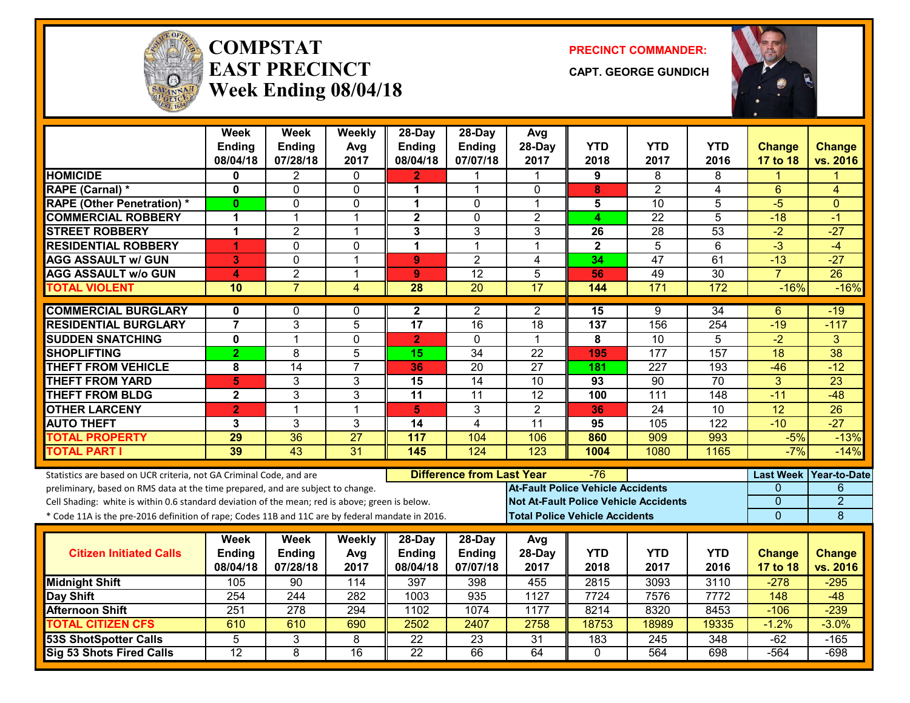# COMPSTAT
# EAST PRECINCT
## Week Ending 08/04/18

**PRECINCT COMMANDER:**

**CAPT. GEORGE GUNDICH**

| | Week Ending 08/04/18 | Week Ending 07/28/18 | Weekly Avg 2017 | 28-Day Ending 08/04/18 | 28-Day Ending 07/07/18 | Avg 28-Day 2017 | YTD 2018 | YTD 2017 | YTD 2016 | Change 17 to 18 | Change vs. 2016 |
|---|---|---|---|---|---|---|---|---|---|---|---|
| **HOMICIDE** | 0 | 2 | 0 | 2 | 1 | 1 | 9 | 8 | 8 | 1 | 1 |
| **RAPE (Carnal) *** | 0 | 0 | 0 | 1 | 1 | 0 | 8 | 2 | 4 | 6 | 4 |
| **RAPE (Other Penetration) *** | 0 | 0 | 0 | 1 | 0 | 1 | 5 | 10 | 5 | -5 | 0 |
| **COMMERCIAL ROBBERY** | 1 | 1 | 1 | 2 | 0 | 2 | 4 | 22 | 5 | -18 | -1 |
| **STREET ROBBERY** | 1 | 2 | 1 | 3 | 3 | 3 | 26 | 28 | 53 | -2 | -27 |
| **RESIDENTIAL ROBBERY** | 1 | 0 | 0 | 1 | 1 | 1 | 2 | 5 | 6 | -3 | -4 |
| **AGG ASSAULT w/ GUN** | 3 | 0 | 1 | 9 | 2 | 4 | 34 | 47 | 61 | -13 | -27 |
| **AGG ASSAULT w/o GUN** | 4 | 2 | 1 | 9 | 12 | 5 | 56 | 49 | 30 | 7 | 26 |
| **TOTAL VIOLENT** | 10 | 7 | 4 | 28 | 20 | 17 | 144 | 171 | 172 | -16% | -16% |
| **COMMERCIAL BURGLARY** | 0 | 0 | 0 | 2 | 2 | 2 | 15 | 9 | 34 | 6 | -19 |
| **RESIDENTIAL BURGLARY** | 7 | 3 | 5 | 17 | 16 | 18 | 137 | 156 | 254 | -19 | -117 |
| **SUDDEN SNATCHING** | 0 | 1 | 0 | 2 | 0 | 1 | 8 | 10 | 5 | -2 | 3 |
| **SHOPLIFTING** | 2 | 8 | 5 | 15 | 34 | 22 | 195 | 177 | 157 | 18 | 38 |
| **THEFT FROM VEHICLE** | 8 | 14 | 7 | 36 | 20 | 27 | 181 | 227 | 193 | -46 | -12 |
| **THEFT FROM YARD** | 5 | 3 | 3 | 15 | 14 | 10 | 93 | 90 | 70 | 3 | 23 |
| **THEFT FROM BLDG** | 2 | 3 | 3 | 11 | 11 | 12 | 100 | 111 | 148 | -11 | -48 |
| **OTHER LARCENY** | 2 | 1 | 1 | 5 | 3 | 2 | 36 | 24 | 10 | 12 | 26 |
| **AUTO THEFT** | 3 | 3 | 3 | 14 | 4 | 11 | 95 | 105 | 122 | -10 | -27 |
| **TOTAL PROPERTY** | 29 | 36 | 27 | 117 | 104 | 106 | 860 | 909 | 993 | -5% | -13% |
| **TOTAL PART I** | 39 | 43 | 31 | 145 | 124 | 123 | 1004 | 1080 | 1165 | -7% | -14% |

**Difference from Last Year:** -76

Statistics are based on UCR criteria, not GA Criminal Code, and are preliminary, based on RMS data at the time prepared, and are subject to change.
Cell Shading: white is within 0.6 standard deviation of the mean; red is above; green is below.
* Code 11A is the pre-2016 definition of rape; Codes 11B and 11C are by federal mandate in 2016.

| | Last Week | Year-to-Date |
|---|---|---|
| **At-Fault Police Vehicle Accidents** | 0 | 6 |
| **Not At-Fault Police Vehicle Accidents** | 0 | 2 |
| **Total Police Vehicle Accidents** | 0 | 8 |

| Citizen Initiated Calls | Week Ending 08/04/18 | Week Ending 07/28/18 | Weekly Avg 2017 | 28-Day Ending 08/04/18 | 28-Day Ending 07/07/18 | Avg 28-Day 2017 | YTD 2018 | YTD 2017 | YTD 2016 | Change 17 to 18 | Change vs. 2016 |
|---|---|---|---|---|---|---|---|---|---|---|---|
| **Midnight Shift** | 105 | 90 | 114 | 397 | 398 | 455 | 2815 | 3093 | 3110 | -278 | -295 |
| **Day Shift** | 254 | 244 | 282 | 1003 | 935 | 1127 | 7724 | 7576 | 7772 | 148 | -48 |
| **Afternoon Shift** | 251 | 278 | 294 | 1102 | 1074 | 1177 | 8214 | 8320 | 8453 | -106 | -239 |
| **TOTAL CITIZEN CFS** | 610 | 610 | 690 | 2502 | 2407 | 2758 | 18753 | 18989 | 19335 | -1.2% | -3.0% |
| **53S ShotSpotter Calls** | 5 | 3 | 8 | 22 | 23 | 31 | 183 | 245 | 348 | -62 | -165 |
| **Sig 53 Shots Fired Calls** | 12 | 8 | 16 | 22 | 66 | 64 | 0 | 564 | 698 | -564 | -698 |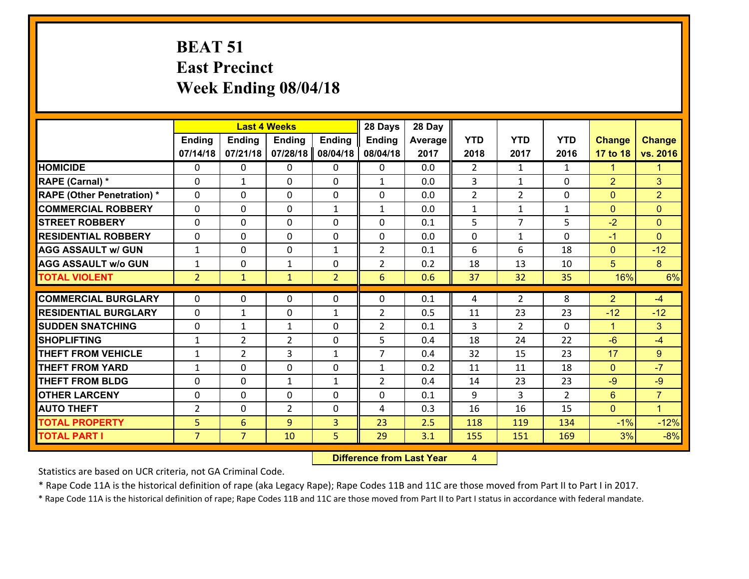# BEAT 51
## East Precinct
## Week Ending 08/04/18

| | Last 4 Weeks | | | | 28 Days | 28 Day | | | | | |
|---|---|---|---|---|---|---|---|---|---|---|---|
| | Ending 07/14/18 | Ending 07/21/18 | Ending 07/28/18 | Ending 08/04/18 | Ending 08/04/18 | Average 2017 | YTD 2018 | YTD 2017 | YTD 2016 | Change 17 to 18 | Change vs. 2016 |
| HOMICIDE | 0 | 0 | 0 | 0 | 0 | 0.0 | 2 | 1 | 1 | 1 | 1 |
| RAPE (Carnal) * | 0 | 1 | 0 | 0 | 1 | 0.0 | 3 | 1 | 0 | 2 | 3 |
| RAPE (Other Penetration) * | 0 | 0 | 0 | 0 | 0 | 0.0 | 2 | 2 | 0 | 0 | 2 |
| COMMERCIAL ROBBERY | 0 | 0 | 0 | 1 | 1 | 0.0 | 1 | 1 | 1 | 0 | 0 |
| STREET ROBBERY | 0 | 0 | 0 | 0 | 0 | 0.1 | 5 | 7 | 5 | -2 | 0 |
| RESIDENTIAL ROBBERY | 0 | 0 | 0 | 0 | 0 | 0.0 | 0 | 1 | 0 | -1 | 0 |
| AGG ASSAULT w/ GUN | 1 | 0 | 0 | 1 | 2 | 0.1 | 6 | 6 | 18 | 0 | -12 |
| AGG ASSAULT w/o GUN | 1 | 0 | 1 | 0 | 2 | 0.2 | 18 | 13 | 10 | 5 | 8 |
| TOTAL VIOLENT | 2 | 1 | 1 | 2 | 6 | 0.6 | 37 | 32 | 35 | 16% | 6% |
| COMMERCIAL BURGLARY | 0 | 0 | 0 | 0 | 0 | 0.1 | 4 | 2 | 8 | 2 | -4 |
| RESIDENTIAL BURGLARY | 0 | 1 | 0 | 1 | 2 | 0.5 | 11 | 23 | 23 | -12 | -12 |
| SUDDEN SNATCHING | 0 | 1 | 1 | 0 | 2 | 0.1 | 3 | 2 | 0 | 1 | 3 |
| SHOPLIFTING | 1 | 2 | 2 | 0 | 5 | 0.4 | 18 | 24 | 22 | -6 | -4 |
| THEFT FROM VEHICLE | 1 | 2 | 3 | 1 | 7 | 0.4 | 32 | 15 | 23 | 17 | 9 |
| THEFT FROM YARD | 1 | 0 | 0 | 0 | 1 | 0.2 | 11 | 11 | 18 | 0 | -7 |
| THEFT FROM BLDG | 0 | 0 | 1 | 1 | 2 | 0.4 | 14 | 23 | 23 | -9 | -9 |
| OTHER LARCENY | 0 | 0 | 0 | 0 | 0 | 0.1 | 9 | 3 | 2 | 6 | 7 |
| AUTO THEFT | 2 | 0 | 2 | 0 | 4 | 0.3 | 16 | 16 | 15 | 0 | 1 |
| TOTAL PROPERTY | 5 | 6 | 9 | 3 | 23 | 2.5 | 118 | 119 | 134 | -1% | -12% |
| TOTAL PART I | 7 | 7 | 10 | 5 | 29 | 3.1 | 155 | 151 | 169 | 3% | -8% |

**Difference from Last Year** 4

Statistics are based on UCR criteria, not GA Criminal Code.

* Rape Code 11A is the historical definition of rape (aka Legacy Rape); Rape Codes 11B and 11C are those moved from Part II to Part I in 2017.

* Rape Code 11A is the historical definition of rape; Rape Codes 11B and 11C are those moved from Part II to Part I status in accordance with federal mandate.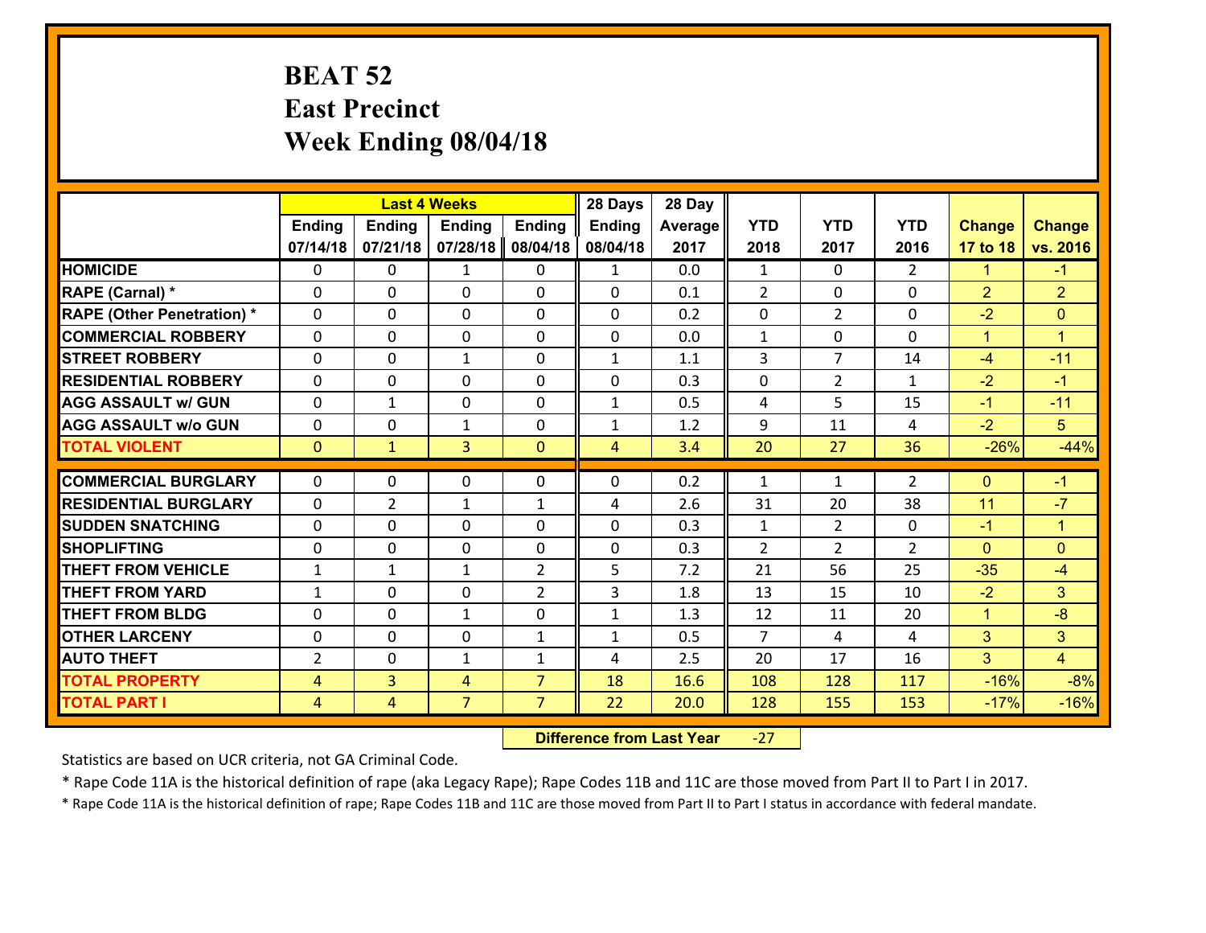# BEAT 52
## East Precinct
## Week Ending 08/04/18

| | Last 4 Weeks | | | | 28 Days | 28 Day | | | | | |
|---|---|---|---|---|---|---|---|---|---|---|---|
| | Ending 07/14/18 | Ending 07/21/18 | Ending 07/28/18 | Ending 08/04/18 | Ending 08/04/18 | Average 2017 | YTD 2018 | YTD 2017 | YTD 2016 | Change 17 to 18 | Change vs. 2016 |
| **HOMICIDE** | 0 | 0 | 1 | 0 | 1 | 0.0 | 1 | 0 | 2 | 1 | -1 |
| **RAPE (Carnal) *** | 0 | 0 | 0 | 0 | 0 | 0.1 | 2 | 0 | 0 | 2 | 2 |
| **RAPE (Other Penetration) *** | 0 | 0 | 0 | 0 | 0 | 0.2 | 0 | 2 | 0 | -2 | 0 |
| **COMMERCIAL ROBBERY** | 0 | 0 | 0 | 0 | 0 | 0.0 | 1 | 0 | 0 | 1 | 1 |
| **STREET ROBBERY** | 0 | 0 | 1 | 0 | 1 | 1.1 | 3 | 7 | 14 | -4 | -11 |
| **RESIDENTIAL ROBBERY** | 0 | 0 | 0 | 0 | 0 | 0.3 | 0 | 2 | 1 | -2 | -1 |
| **AGG ASSAULT w/ GUN** | 0 | 1 | 0 | 0 | 1 | 0.5 | 4 | 5 | 15 | -1 | -11 |
| **AGG ASSAULT w/o GUN** | 0 | 0 | 1 | 0 | 1 | 1.2 | 9 | 11 | 4 | -2 | 5 |
| **TOTAL VIOLENT** | 0 | 1 | 3 | 0 | 4 | 3.4 | 20 | 27 | 36 | -26% | -44% |
| **COMMERCIAL BURGLARY** | 0 | 0 | 0 | 0 | 0 | 0.2 | 1 | 1 | 2 | 0 | -1 |
| **RESIDENTIAL BURGLARY** | 0 | 2 | 1 | 1 | 4 | 2.6 | 31 | 20 | 38 | 11 | -7 |
| **SUDDEN SNATCHING** | 0 | 0 | 0 | 0 | 0 | 0.3 | 1 | 2 | 0 | -1 | 1 |
| **SHOPLIFTING** | 0 | 0 | 0 | 0 | 0 | 0.3 | 2 | 2 | 2 | 0 | 0 |
| **THEFT FROM VEHICLE** | 1 | 1 | 1 | 2 | 5 | 7.2 | 21 | 56 | 25 | -35 | -4 |
| **THEFT FROM YARD** | 1 | 0 | 0 | 2 | 3 | 1.8 | 13 | 15 | 10 | -2 | 3 |
| **THEFT FROM BLDG** | 0 | 0 | 1 | 0 | 1 | 1.3 | 12 | 11 | 20 | 1 | -8 |
| **OTHER LARCENY** | 0 | 0 | 0 | 1 | 1 | 0.5 | 7 | 4 | 4 | 3 | 3 |
| **AUTO THEFT** | 2 | 0 | 1 | 1 | 4 | 2.5 | 20 | 17 | 16 | 3 | 4 |
| **TOTAL PROPERTY** | 4 | 3 | 4 | 7 | 18 | 16.6 | 108 | 128 | 117 | -16% | -8% |
| **TOTAL PART I** | 4 | 4 | 7 | 7 | 22 | 20.0 | 128 | 155 | 153 | -17% | -16% |

**Difference from Last Year** -27

Statistics are based on UCR criteria, not GA Criminal Code.

* Rape Code 11A is the historical definition of rape (aka Legacy Rape); Rape Codes 11B and 11C are those moved from Part II to Part I in 2017.

* Rape Code 11A is the historical definition of rape; Rape Codes 11B and 11C are those moved from Part II to Part I status in accordance with federal mandate.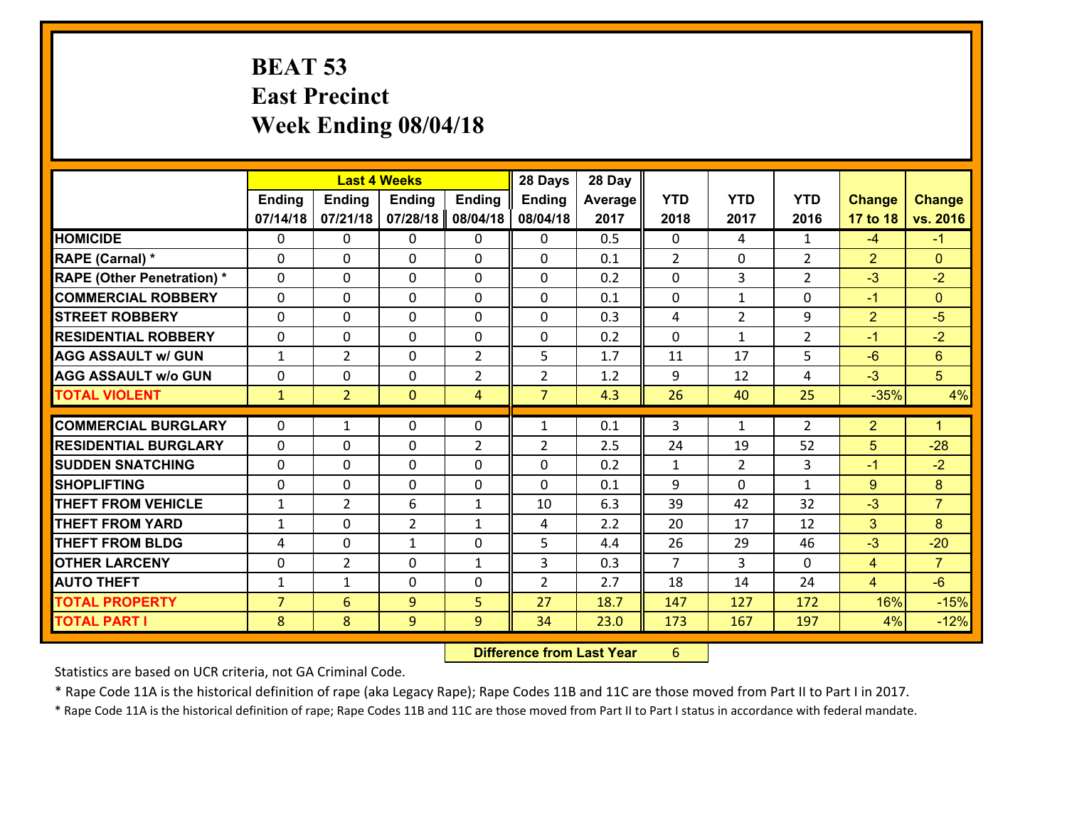# BEAT 53
## East Precinct
## Week Ending 08/04/18

| | Last 4 Weeks | | | | 28 Days | 28 Day | | | | | |
|---|---|---|---|---|---|---|---|---|---|---|---|
| | Ending 07/14/18 | Ending 07/21/18 | Ending 07/28/18 | Ending 08/04/18 | Ending 08/04/18 | Average 2017 | YTD 2018 | YTD 2017 | YTD 2016 | Change 17 to 18 | Change vs. 2016 |
| **HOMICIDE** | 0 | 0 | 0 | 0 | 0 | 0.5 | 0 | 4 | 1 | -4 | -1 |
| **RAPE (Carnal) *** | 0 | 0 | 0 | 0 | 0 | 0.1 | 2 | 0 | 2 | 2 | 0 |
| **RAPE (Other Penetration) *** | 0 | 0 | 0 | 0 | 0 | 0.2 | 0 | 3 | 2 | -3 | -2 |
| **COMMERCIAL ROBBERY** | 0 | 0 | 0 | 0 | 0 | 0.1 | 0 | 1 | 0 | -1 | 0 |
| **STREET ROBBERY** | 0 | 0 | 0 | 0 | 0 | 0.3 | 4 | 2 | 9 | 2 | -5 |
| **RESIDENTIAL ROBBERY** | 0 | 0 | 0 | 0 | 0 | 0.2 | 0 | 1 | 2 | -1 | -2 |
| **AGG ASSAULT w/ GUN** | 1 | 2 | 0 | 2 | 5 | 1.7 | 11 | 17 | 5 | -6 | 6 |
| **AGG ASSAULT w/o GUN** | 0 | 0 | 0 | 2 | 2 | 1.2 | 9 | 12 | 4 | -3 | 5 |
| **TOTAL VIOLENT** | 1 | 2 | 0 | 4 | 7 | 4.3 | 26 | 40 | 25 | -35% | 4% |
| **COMMERCIAL BURGLARY** | 0 | 1 | 0 | 0 | 1 | 0.1 | 3 | 1 | 2 | 2 | 1 |
| **RESIDENTIAL BURGLARY** | 0 | 0 | 0 | 2 | 2 | 2.5 | 24 | 19 | 52 | 5 | -28 |
| **SUDDEN SNATCHING** | 0 | 0 | 0 | 0 | 0 | 0.2 | 1 | 2 | 3 | -1 | -2 |
| **SHOPLIFTING** | 0 | 0 | 0 | 0 | 0 | 0.1 | 9 | 0 | 1 | 9 | 8 |
| **THEFT FROM VEHICLE** | 1 | 2 | 6 | 1 | 10 | 6.3 | 39 | 42 | 32 | -3 | 7 |
| **THEFT FROM YARD** | 1 | 0 | 2 | 1 | 4 | 2.2 | 20 | 17 | 12 | 3 | 8 |
| **THEFT FROM BLDG** | 4 | 0 | 1 | 0 | 5 | 4.4 | 26 | 29 | 46 | -3 | -20 |
| **OTHER LARCENY** | 0 | 2 | 0 | 1 | 3 | 0.3 | 7 | 3 | 0 | 4 | 7 |
| **AUTO THEFT** | 1 | 1 | 0 | 0 | 2 | 2.7 | 18 | 14 | 24 | 4 | -6 |
| **TOTAL PROPERTY** | 7 | 6 | 9 | 5 | 27 | 18.7 | 147 | 127 | 172 | 16% | -15% |
| **TOTAL PART I** | 8 | 8 | 9 | 9 | 34 | 23.0 | 173 | 167 | 197 | 4% | -12% |

**Difference from Last Year** 6

Statistics are based on UCR criteria, not GA Criminal Code.

* Rape Code 11A is the historical definition of rape (aka Legacy Rape); Rape Codes 11B and 11C are those moved from Part II to Part I in 2017.

* Rape Code 11A is the historical definition of rape; Rape Codes 11B and 11C are those moved from Part II to Part I status in accordance with federal mandate.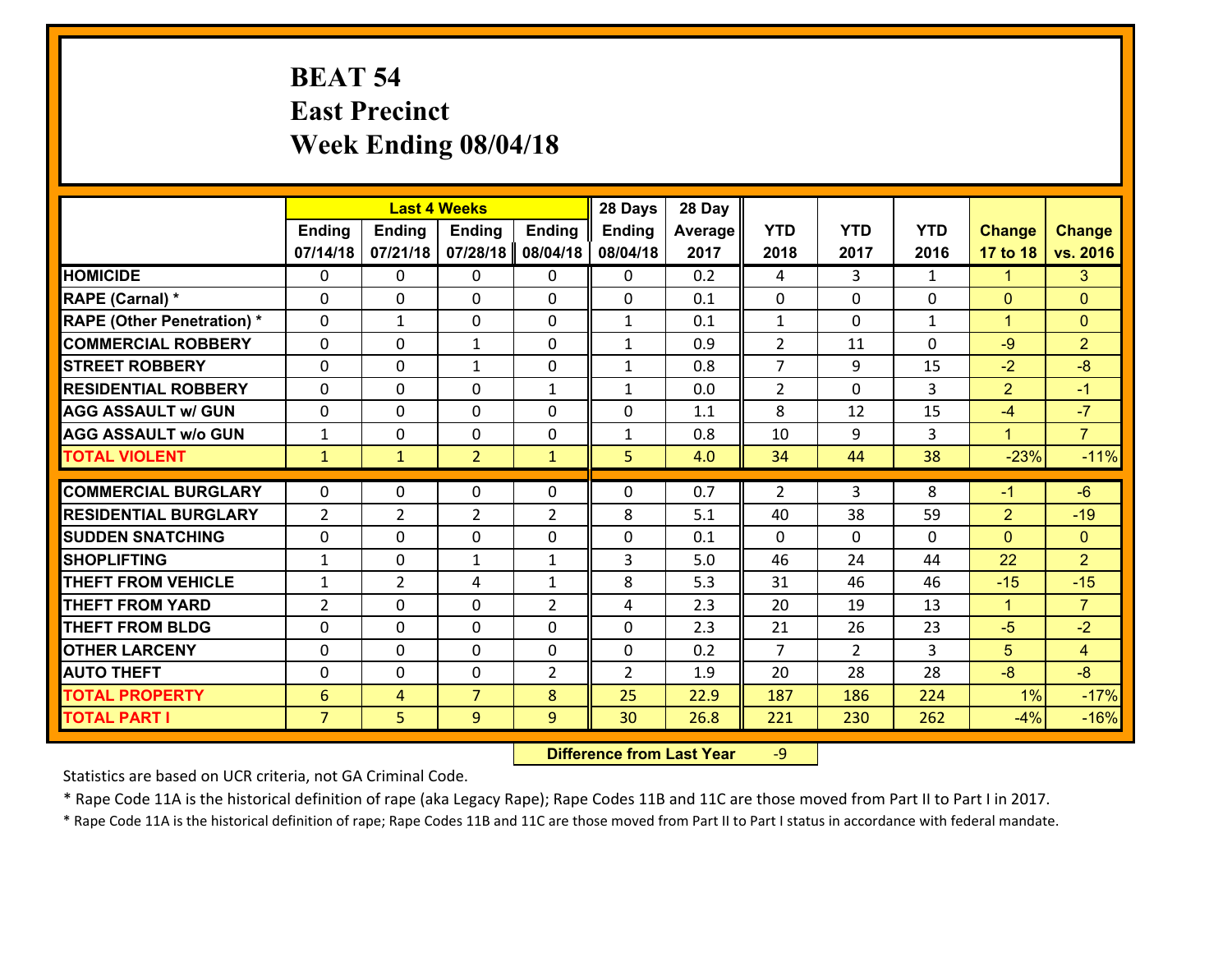# BEAT 54
## East Precinct
## Week Ending 08/04/18

| | Last 4 Weeks | | | | 28 Days | 28 Day | | | | | |
|---|---|---|---|---|---|---|---|---|---|---|---|
| | Ending 07/14/18 | Ending 07/21/18 | Ending 07/28/18 | Ending 08/04/18 | Ending 08/04/18 | Average 2017 | YTD 2018 | YTD 2017 | YTD 2016 | Change 17 to 18 | Change vs. 2016 |
| HOMICIDE | 0 | 0 | 0 | 0 | 0 | 0.2 | 4 | 3 | 1 | 1 | 3 |
| RAPE (Carnal) * | 0 | 0 | 0 | 0 | 0 | 0.1 | 0 | 0 | 0 | 0 | 0 |
| RAPE (Other Penetration) * | 0 | 1 | 0 | 0 | 1 | 0.1 | 1 | 0 | 1 | 1 | 0 |
| COMMERCIAL ROBBERY | 0 | 0 | 1 | 0 | 1 | 0.9 | 2 | 11 | 0 | -9 | 2 |
| STREET ROBBERY | 0 | 0 | 1 | 0 | 1 | 0.8 | 7 | 9 | 15 | -2 | -8 |
| RESIDENTIAL ROBBERY | 0 | 0 | 0 | 1 | 1 | 0.0 | 2 | 0 | 3 | 2 | -1 |
| AGG ASSAULT w/ GUN | 0 | 0 | 0 | 0 | 0 | 1.1 | 8 | 12 | 15 | -4 | -7 |
| AGG ASSAULT w/o GUN | 1 | 0 | 0 | 0 | 1 | 0.8 | 10 | 9 | 3 | 1 | 7 |
| TOTAL VIOLENT | 1 | 1 | 2 | 1 | 5 | 4.0 | 34 | 44 | 38 | -23% | -11% |
| COMMERCIAL BURGLARY | 0 | 0 | 0 | 0 | 0 | 0.7 | 2 | 3 | 8 | -1 | -6 |
| RESIDENTIAL BURGLARY | 2 | 2 | 2 | 2 | 8 | 5.1 | 40 | 38 | 59 | 2 | -19 |
| SUDDEN SNATCHING | 0 | 0 | 0 | 0 | 0 | 0.1 | 0 | 0 | 0 | 0 | 0 |
| SHOPLIFTING | 1 | 0 | 1 | 1 | 3 | 5.0 | 46 | 24 | 44 | 22 | 2 |
| THEFT FROM VEHICLE | 1 | 2 | 4 | 1 | 8 | 5.3 | 31 | 46 | 46 | -15 | -15 |
| THEFT FROM YARD | 2 | 0 | 0 | 2 | 4 | 2.3 | 20 | 19 | 13 | 1 | 7 |
| THEFT FROM BLDG | 0 | 0 | 0 | 0 | 0 | 2.3 | 21 | 26 | 23 | -5 | -2 |
| OTHER LARCENY | 0 | 0 | 0 | 0 | 0 | 0.2 | 7 | 2 | 3 | 5 | 4 |
| AUTO THEFT | 0 | 0 | 0 | 2 | 2 | 1.9 | 20 | 28 | 28 | -8 | -8 |
| TOTAL PROPERTY | 6 | 4 | 7 | 8 | 25 | 22.9 | 187 | 186 | 224 | 1% | -17% |
| TOTAL PART I | 7 | 5 | 9 | 9 | 30 | 26.8 | 221 | 230 | 262 | -4% | -16% |

**Difference from Last Year** -9

Statistics are based on UCR criteria, not GA Criminal Code.

* Rape Code 11A is the historical definition of rape (aka Legacy Rape); Rape Codes 11B and 11C are those moved from Part II to Part I in 2017.

* Rape Code 11A is the historical definition of rape; Rape Codes 11B and 11C are those moved from Part II to Part I status in accordance with federal mandate.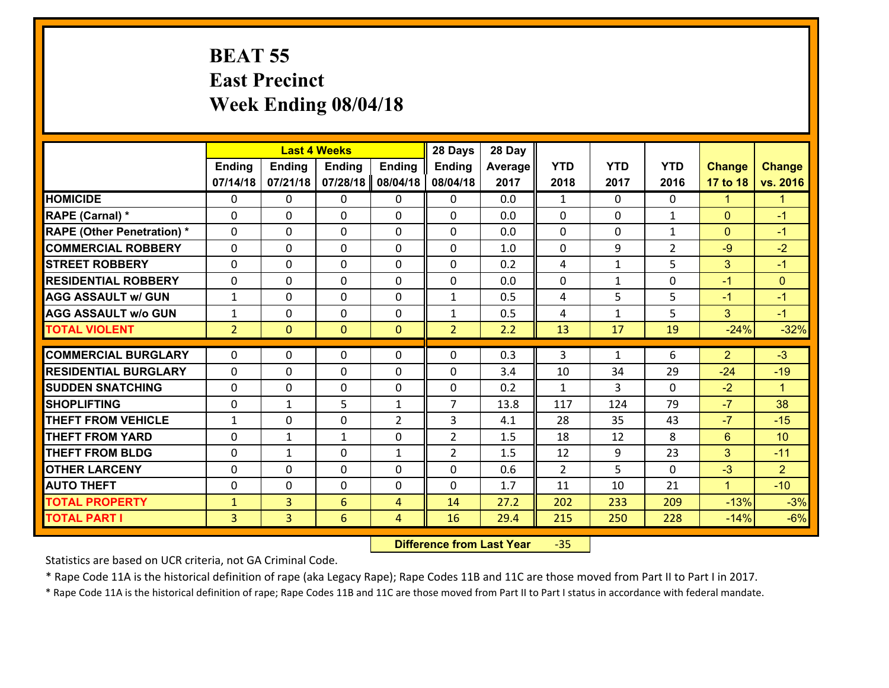# BEAT 55
## East Precinct
## Week Ending 08/04/18

| | Last 4 Weeks | | | | 28 Days | 28 Day | | | | | |
|---|---|---|---|---|---|---|---|---|---|---|---|
| | Ending 07/14/18 | Ending 07/21/18 | Ending 07/28/18 | Ending 08/04/18 | Ending 08/04/18 | Average 2017 | YTD 2018 | YTD 2017 | YTD 2016 | Change 17 to 18 | Change vs. 2016 |
| **HOMICIDE** | 0 | 0 | 0 | 0 | 0 | 0.0 | 1 | 0 | 0 | 1 | 1 |
| **RAPE (Carnal) *** | 0 | 0 | 0 | 0 | 0 | 0.0 | 0 | 0 | 1 | 0 | -1 |
| **RAPE (Other Penetration) *** | 0 | 0 | 0 | 0 | 0 | 0.0 | 0 | 0 | 1 | 0 | -1 |
| **COMMERCIAL ROBBERY** | 0 | 0 | 0 | 0 | 0 | 1.0 | 0 | 9 | 2 | -9 | -2 |
| **STREET ROBBERY** | 0 | 0 | 0 | 0 | 0 | 0.2 | 4 | 1 | 5 | 3 | -1 |
| **RESIDENTIAL ROBBERY** | 0 | 0 | 0 | 0 | 0 | 0.0 | 0 | 1 | 0 | -1 | 0 |
| **AGG ASSAULT w/ GUN** | 1 | 0 | 0 | 0 | 1 | 0.5 | 4 | 5 | 5 | -1 | -1 |
| **AGG ASSAULT w/o GUN** | 1 | 0 | 0 | 0 | 1 | 0.5 | 4 | 1 | 5 | 3 | -1 |
| **TOTAL VIOLENT** | 2 | 0 | 0 | 0 | 2 | 2.2 | 13 | 17 | 19 | -24% | -32% |
| **COMMERCIAL BURGLARY** | 0 | 0 | 0 | 0 | 0 | 0.3 | 3 | 1 | 6 | 2 | -3 |
| **RESIDENTIAL BURGLARY** | 0 | 0 | 0 | 0 | 0 | 3.4 | 10 | 34 | 29 | -24 | -19 |
| **SUDDEN SNATCHING** | 0 | 0 | 0 | 0 | 0 | 0.2 | 1 | 3 | 0 | -2 | 1 |
| **SHOPLIFTING** | 0 | 1 | 5 | 1 | 7 | 13.8 | 117 | 124 | 79 | -7 | 38 |
| **THEFT FROM VEHICLE** | 1 | 0 | 0 | 2 | 3 | 4.1 | 28 | 35 | 43 | -7 | -15 |
| **THEFT FROM YARD** | 0 | 1 | 1 | 0 | 2 | 1.5 | 18 | 12 | 8 | 6 | 10 |
| **THEFT FROM BLDG** | 0 | 1 | 0 | 1 | 2 | 1.5 | 12 | 9 | 23 | 3 | -11 |
| **OTHER LARCENY** | 0 | 0 | 0 | 0 | 0 | 0.6 | 2 | 5 | 0 | -3 | 2 |
| **AUTO THEFT** | 0 | 0 | 0 | 0 | 0 | 1.7 | 11 | 10 | 21 | 1 | -10 |
| **TOTAL PROPERTY** | 1 | 3 | 6 | 4 | 14 | 27.2 | 202 | 233 | 209 | -13% | -3% |
| **TOTAL PART I** | 3 | 3 | 6 | 4 | 16 | 29.4 | 215 | 250 | 228 | -14% | -6% |

**Difference from Last Year** -35

Statistics are based on UCR criteria, not GA Criminal Code.

* Rape Code 11A is the historical definition of rape (aka Legacy Rape); Rape Codes 11B and 11C are those moved from Part II to Part I in 2017.

* Rape Code 11A is the historical definition of rape; Rape Codes 11B and 11C are those moved from Part II to Part I status in accordance with federal mandate.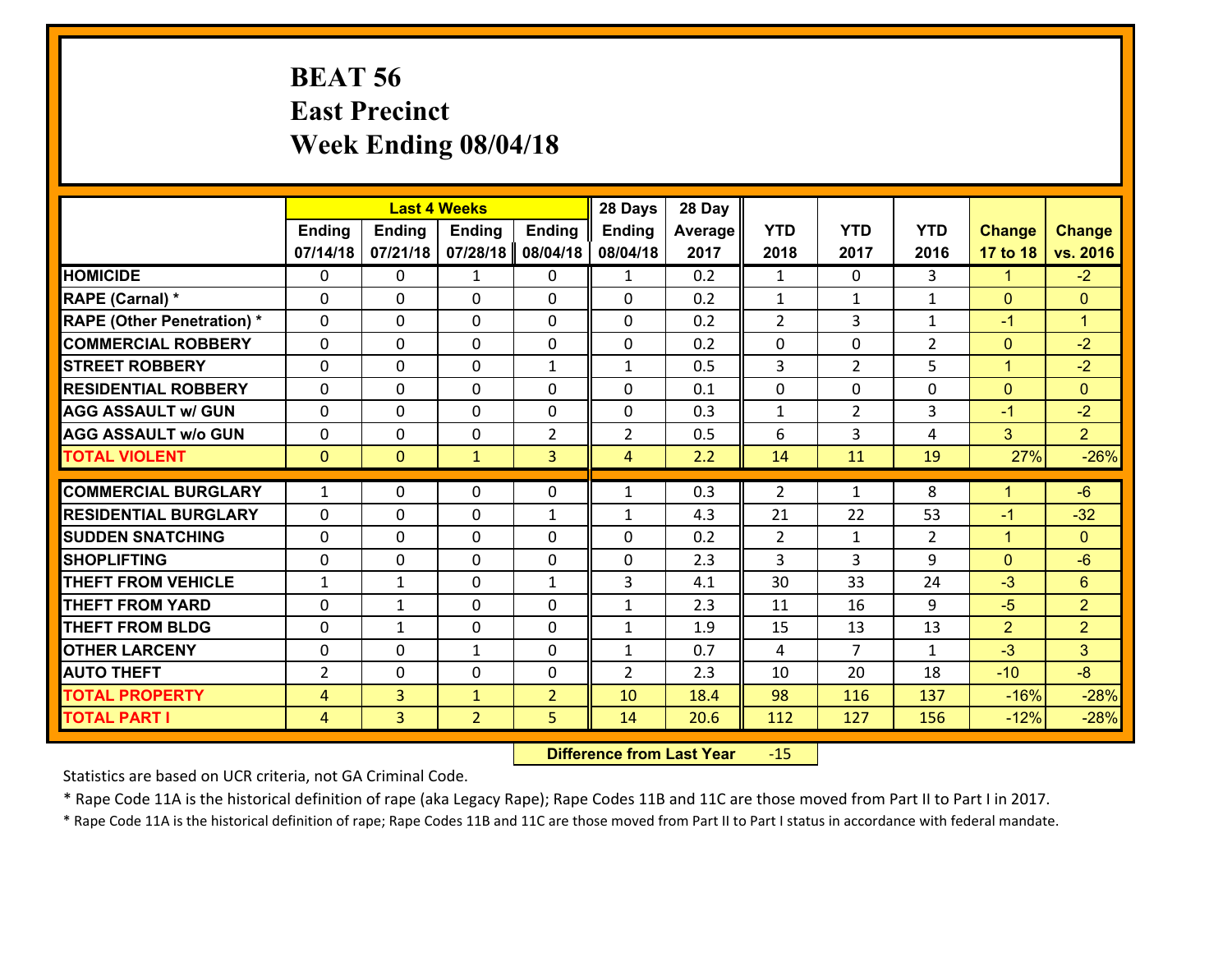# BEAT 56
## East Precinct
## Week Ending 08/04/18

| | Last 4 Weeks | | | | 28 Days | 28 Day | | | | | |
|---|---|---|---|---|---|---|---|---|---|---|---|
| | Ending 07/14/18 | Ending 07/21/18 | Ending 07/28/18 | Ending 08/04/18 | Ending 08/04/18 | Average 2017 | YTD 2018 | YTD 2017 | YTD 2016 | Change 17 to 18 | Change vs. 2016 |
| HOMICIDE | 0 | 0 | 1 | 0 | 1 | 0.2 | 1 | 0 | 3 | 1 | -2 |
| RAPE (Carnal) * | 0 | 0 | 0 | 0 | 0 | 0.2 | 1 | 1 | 1 | 0 | 0 |
| RAPE (Other Penetration) * | 0 | 0 | 0 | 0 | 0 | 0.2 | 2 | 3 | 1 | -1 | 1 |
| COMMERCIAL ROBBERY | 0 | 0 | 0 | 0 | 0 | 0.2 | 0 | 0 | 2 | 0 | -2 |
| STREET ROBBERY | 0 | 0 | 0 | 1 | 1 | 0.5 | 3 | 2 | 5 | 1 | -2 |
| RESIDENTIAL ROBBERY | 0 | 0 | 0 | 0 | 0 | 0.1 | 0 | 0 | 0 | 0 | 0 |
| AGG ASSAULT w/ GUN | 0 | 0 | 0 | 0 | 0 | 0.3 | 1 | 2 | 3 | -1 | -2 |
| AGG ASSAULT w/o GUN | 0 | 0 | 0 | 2 | 2 | 0.5 | 6 | 3 | 4 | 3 | 2 |
| TOTAL VIOLENT | 0 | 0 | 1 | 3 | 4 | 2.2 | 14 | 11 | 19 | 27% | -26% |
| COMMERCIAL BURGLARY | 1 | 0 | 0 | 0 | 1 | 0.3 | 2 | 1 | 8 | 1 | -6 |
| RESIDENTIAL BURGLARY | 0 | 0 | 0 | 1 | 1 | 4.3 | 21 | 22 | 53 | -1 | -32 |
| SUDDEN SNATCHING | 0 | 0 | 0 | 0 | 0 | 0.2 | 2 | 1 | 2 | 1 | 0 |
| SHOPLIFTING | 0 | 0 | 0 | 0 | 0 | 2.3 | 3 | 3 | 9 | 0 | -6 |
| THEFT FROM VEHICLE | 1 | 1 | 0 | 1 | 3 | 4.1 | 30 | 33 | 24 | -3 | 6 |
| THEFT FROM YARD | 0 | 1 | 0 | 0 | 1 | 2.3 | 11 | 16 | 9 | -5 | 2 |
| THEFT FROM BLDG | 0 | 1 | 0 | 0 | 1 | 1.9 | 15 | 13 | 13 | 2 | 2 |
| OTHER LARCENY | 0 | 0 | 1 | 0 | 1 | 0.7 | 4 | 7 | 1 | -3 | 3 |
| AUTO THEFT | 2 | 0 | 0 | 0 | 2 | 2.3 | 10 | 20 | 18 | -10 | -8 |
| TOTAL PROPERTY | 4 | 3 | 1 | 2 | 10 | 18.4 | 98 | 116 | 137 | -16% | -28% |
| TOTAL PART I | 4 | 3 | 2 | 5 | 14 | 20.6 | 112 | 127 | 156 | -12% | -28% |

**Difference from Last Year** -15

Statistics are based on UCR criteria, not GA Criminal Code.

* Rape Code 11A is the historical definition of rape (aka Legacy Rape); Rape Codes 11B and 11C are those moved from Part II to Part I in 2017.

* Rape Code 11A is the historical definition of rape; Rape Codes 11B and 11C are those moved from Part II to Part I status in accordance with federal mandate.